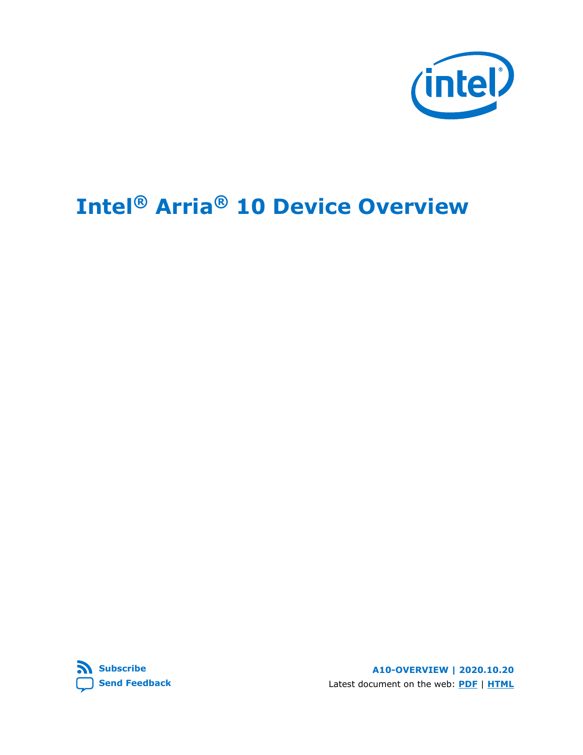# Intel® Arria® 10 Device Overview

Subscribe

Send Feedback

**A10-OVERVIEW | 2020.10.20**

Latest document on the web: **PDF** | **HTML**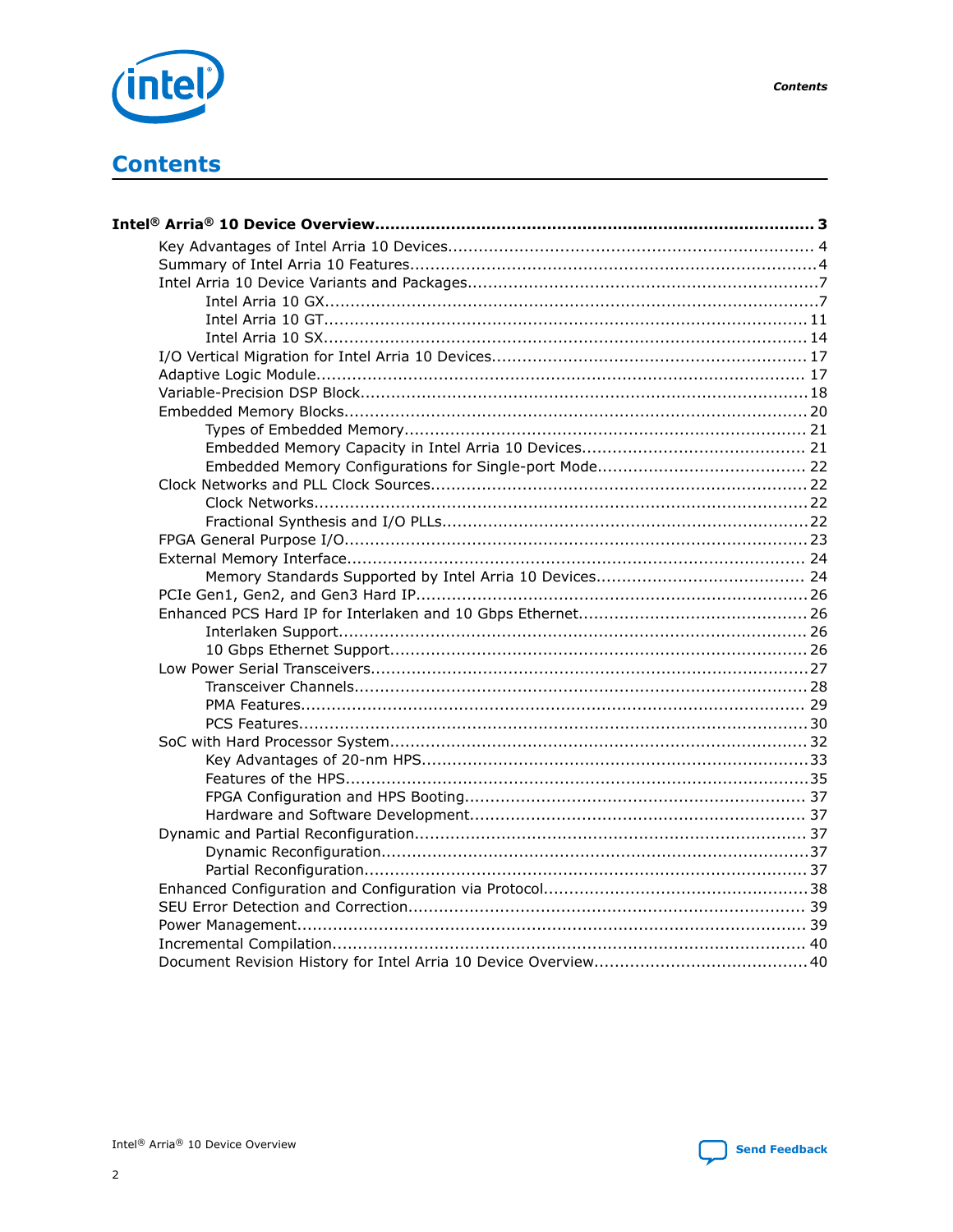# Contents

**Intel® Arria® 10 Device Overview** ... **3**

- Key Advantages of Intel Arria 10 Devices ... 4
- Summary of Intel Arria 10 Features ... 4
- Intel Arria 10 Device Variants and Packages ... 7
  - Intel Arria 10 GX ... 7
  - Intel Arria 10 GT ... 11
  - Intel Arria 10 SX ... 14
- I/O Vertical Migration for Intel Arria 10 Devices ... 17
- Adaptive Logic Module ... 17
- Variable-Precision DSP Block ... 18
- Embedded Memory Blocks ... 20
  - Types of Embedded Memory ... 21
  - Embedded Memory Capacity in Intel Arria 10 Devices ... 21
  - Embedded Memory Configurations for Single-port Mode ... 22
- Clock Networks and PLL Clock Sources ... 22
  - Clock Networks ... 22
  - Fractional Synthesis and I/O PLLs ... 22
- FPGA General Purpose I/O ... 23
- External Memory Interface ... 24
  - Memory Standards Supported by Intel Arria 10 Devices ... 24
- PCIe Gen1, Gen2, and Gen3 Hard IP ... 26
- Enhanced PCS Hard IP for Interlaken and 10 Gbps Ethernet ... 26
  - Interlaken Support ... 26
  - 10 Gbps Ethernet Support ... 26
- Low Power Serial Transceivers ... 27
  - Transceiver Channels ... 28
  - PMA Features ... 29
  - PCS Features ... 30
- SoC with Hard Processor System ... 32
  - Key Advantages of 20-nm HPS ... 33
  - Features of the HPS ... 35
  - FPGA Configuration and HPS Booting ... 37
  - Hardware and Software Development ... 37
- Dynamic and Partial Reconfiguration ... 37
  - Dynamic Reconfiguration ... 37
  - Partial Reconfiguration ... 37
- Enhanced Configuration and Configuration via Protocol ... 38
- SEU Error Detection and Correction ... 39
- Power Management ... 39
- Incremental Compilation ... 40
- Document Revision History for Intel Arria 10 Device Overview ... 40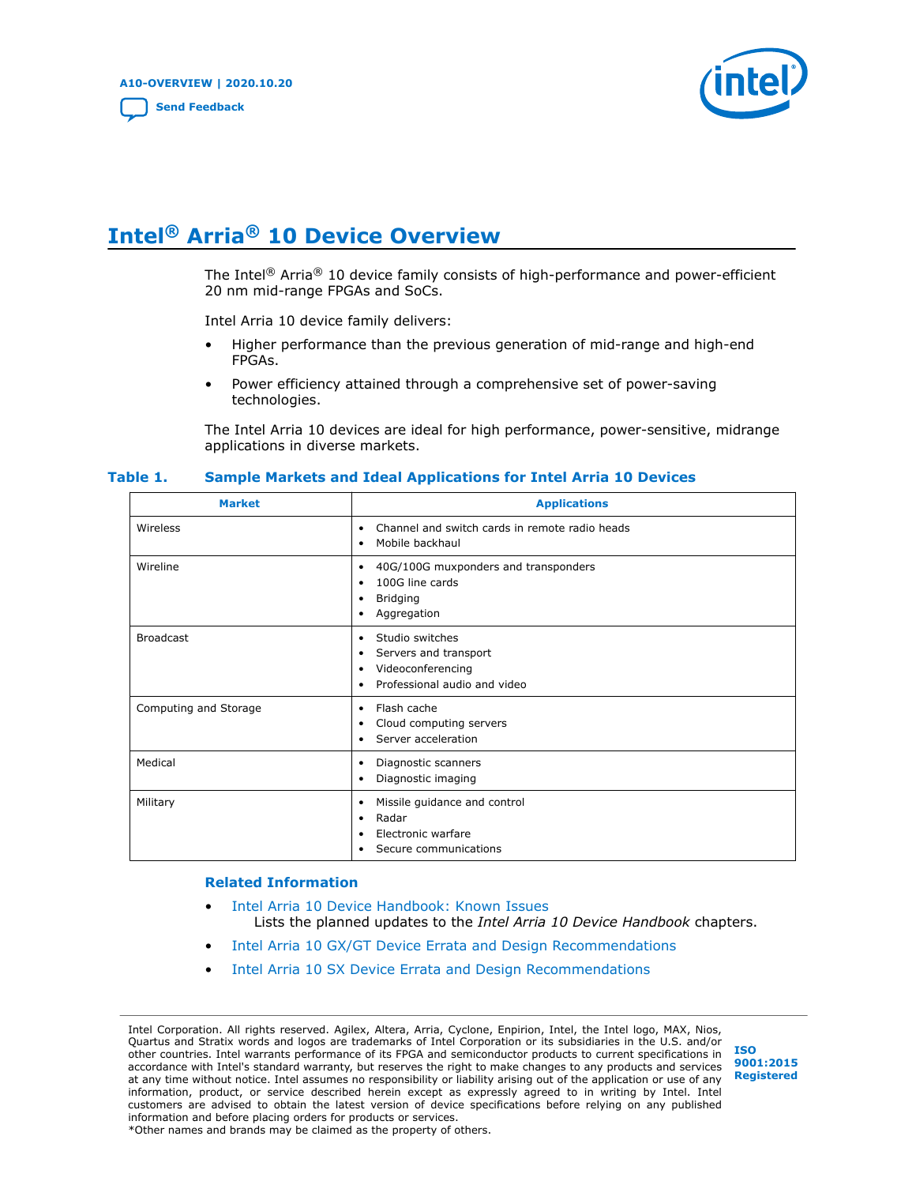# Intel® Arria® 10 Device Overview

The Intel® Arria® 10 device family consists of high-performance and power-efficient 20 nm mid-range FPGAs and SoCs.

Intel Arria 10 device family delivers:

- Higher performance than the previous generation of mid-range and high-end FPGAs.
- Power efficiency attained through a comprehensive set of power-saving technologies.

The Intel Arria 10 devices are ideal for high performance, power-sensitive, midrange applications in diverse markets.

**Table 1. Sample Markets and Ideal Applications for Intel Arria 10 Devices**

| Market | Applications |
| --- | --- |
| Wireless | • Channel and switch cards in remote radio heads<br>• Mobile backhaul |
| Wireline | • 40G/100G muxponders and transponders<br>• 100G line cards<br>• Bridging<br>• Aggregation |
| Broadcast | • Studio switches<br>• Servers and transport<br>• Videoconferencing<br>• Professional audio and video |
| Computing and Storage | • Flash cache<br>• Cloud computing servers<br>• Server acceleration |
| Medical | • Diagnostic scanners<br>• Diagnostic imaging |
| Military | • Missile guidance and control<br>• Radar<br>• Electronic warfare<br>• Secure communications |

### Related Information

- Intel Arria 10 Device Handbook: Known Issues
  Lists the planned updates to the *Intel Arria 10 Device Handbook* chapters.
- Intel Arria 10 GX/GT Device Errata and Design Recommendations
- Intel Arria 10 SX Device Errata and Design Recommendations

Intel Corporation. All rights reserved. Agilex, Altera, Arria, Cyclone, Enpirion, Intel, the Intel logo, MAX, Nios, Quartus and Stratix words and logos are trademarks of Intel Corporation or its subsidiaries in the U.S. and/or other countries. Intel warrants performance of its FPGA and semiconductor products to current specifications in accordance with Intel's standard warranty, but reserves the right to make changes to any products and services at any time without notice. Intel assumes no responsibility or liability arising out of the application or use of any information, product, or service described herein except as expressly agreed to in writing by Intel. Intel customers are advised to obtain the latest version of device specifications before relying on any published information and before placing orders for products or services.
*Other names and brands may be claimed as the property of others.

ISO 9001:2015 Registered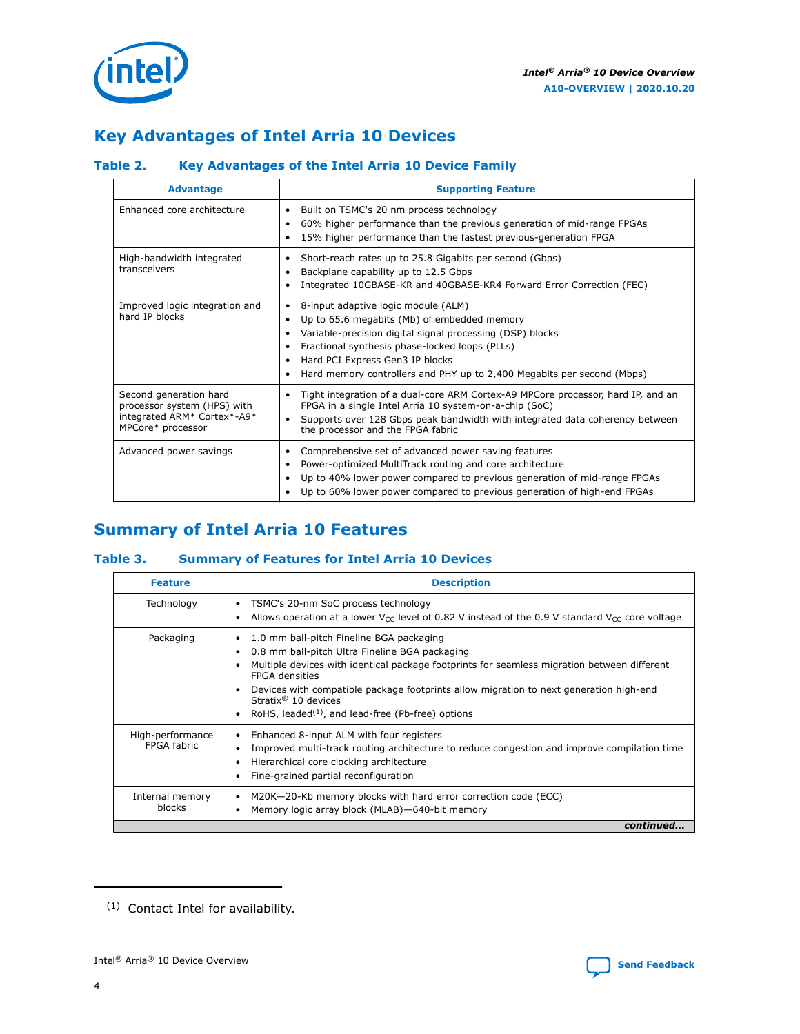## Key Advantages of Intel Arria 10 Devices

### Table 2. Key Advantages of the Intel Arria 10 Device Family

| Advantage | Supporting Feature |
|---|---|
| Enhanced core architecture | • Built on TSMC's 20 nm process technology<br>• 60% higher performance than the previous generation of mid-range FPGAs<br>• 15% higher performance than the fastest previous-generation FPGA |
| High-bandwidth integrated transceivers | • Short-reach rates up to 25.8 Gigabits per second (Gbps)<br>• Backplane capability up to 12.5 Gbps<br>• Integrated 10GBASE-KR and 40GBASE-KR4 Forward Error Correction (FEC) |
| Improved logic integration and hard IP blocks | • 8-input adaptive logic module (ALM)<br>• Up to 65.6 megabits (Mb) of embedded memory<br>• Variable-precision digital signal processing (DSP) blocks<br>• Fractional synthesis phase-locked loops (PLLs)<br>• Hard PCI Express Gen3 IP blocks<br>• Hard memory controllers and PHY up to 2,400 Megabits per second (Mbps) |
| Second generation hard processor system (HPS) with integrated ARM* Cortex*-A9* MPCore* processor | • Tight integration of a dual-core ARM Cortex-A9 MPCore processor, hard IP, and an FPGA in a single Intel Arria 10 system-on-a-chip (SoC)<br>• Supports over 128 Gbps peak bandwidth with integrated data coherency between the processor and the FPGA fabric |
| Advanced power savings | • Comprehensive set of advanced power saving features<br>• Power-optimized MultiTrack routing and core architecture<br>• Up to 40% lower power compared to previous generation of mid-range FPGAs<br>• Up to 60% lower power compared to previous generation of high-end FPGAs |

## Summary of Intel Arria 10 Features

### Table 3. Summary of Features for Intel Arria 10 Devices

| Feature | Description |
|---|---|
| Technology | • TSMC's 20-nm SoC process technology<br>• Allows operation at a lower $V_{CC}$ level of 0.82 V instead of the 0.9 V standard $V_{CC}$ core voltage |
| Packaging | • 1.0 mm ball-pitch Fineline BGA packaging<br>• 0.8 mm ball-pitch Ultra Fineline BGA packaging<br>• Multiple devices with identical package footprints for seamless migration between different FPGA densities<br>• Devices with compatible package footprints allow migration to next generation high-end Stratix® 10 devices<br>• RoHS, leaded[1], and lead-free (Pb-free) options |
| High-performance FPGA fabric | • Enhanced 8-input ALM with four registers<br>• Improved multi-track routing architecture to reduce congestion and improve compilation time<br>• Hierarchical core clocking architecture<br>• Fine-grained partial reconfiguration |
| Internal memory blocks | • M20K—20-Kb memory blocks with hard error correction code (ECC)<br>• Memory logic array block (MLAB)—640-bit memory |

*continued...*

(1) Contact Intel for availability.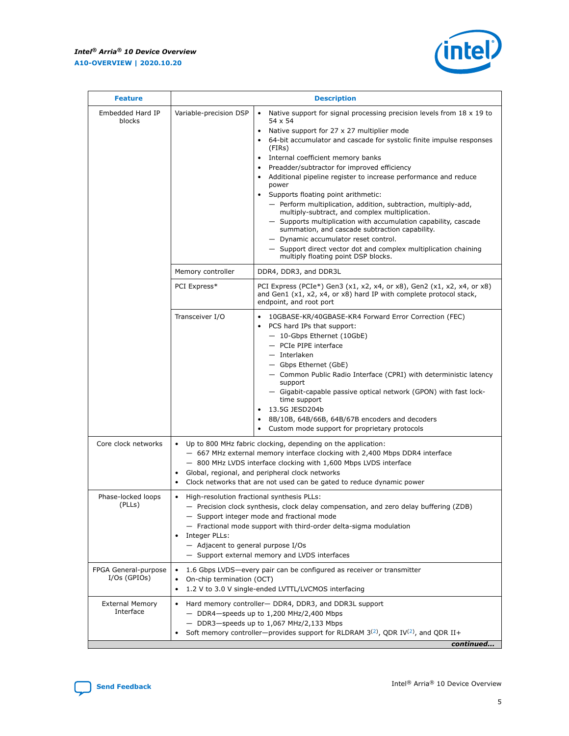| Feature | Description | |
|---|---|---|
| Embedded Hard IP blocks | Variable-precision DSP | • Native support for signal processing precision levels from 18 x 19 to 54 x 54<br>• Native support for 27 x 27 multiplier mode<br>• 64-bit accumulator and cascade for systolic finite impulse responses (FIRs)<br>• Internal coefficient memory banks<br>• Preadder/subtractor for improved efficiency<br>• Additional pipeline register to increase performance and reduce power<br>• Supports floating point arithmetic:<br>— Perform multiplication, addition, subtraction, multiply-add, multiply-subtract, and complex multiplication.<br>— Supports multiplication with accumulation capability, cascade summation, and cascade subtraction capability.<br>— Dynamic accumulator reset control.<br>— Support direct vector dot and complex multiplication chaining multiply floating point DSP blocks. |
| | Memory controller | DDR4, DDR3, and DDR3L |
| | PCI Express* | PCI Express (PCIe*) Gen3 (x1, x2, x4, or x8), Gen2 (x1, x2, x4, or x8) and Gen1 (x1, x2, x4, or x8) hard IP with complete protocol stack, endpoint, and root port |
| | Transceiver I/O | • 10GBASE-KR/40GBASE-KR4 Forward Error Correction (FEC)<br>• PCS hard IPs that support:<br>— 10-Gbps Ethernet (10GbE)<br>— PCIe PIPE interface<br>— Interlaken<br>— Gbps Ethernet (GbE)<br>— Common Public Radio Interface (CPRI) with deterministic latency support<br>— Gigabit-capable passive optical network (GPON) with fast lock-time support<br>• 13.5G JESD204b<br>• 8B/10B, 64B/66B, 64B/67B encoders and decoders<br>• Custom mode support for proprietary protocols |
| Core clock networks | • Up to 800 MHz fabric clocking, depending on the application:<br>— 667 MHz external memory interface clocking with 2,400 Mbps DDR4 interface<br>— 800 MHz LVDS interface clocking with 1,600 Mbps LVDS interface<br>• Global, regional, and peripheral clock networks<br>• Clock networks that are not used can be gated to reduce dynamic power | |
| Phase-locked loops (PLLs) | • High-resolution fractional synthesis PLLs:<br>— Precision clock synthesis, clock delay compensation, and zero delay buffering (ZDB)<br>— Support integer mode and fractional mode<br>— Fractional mode support with third-order delta-sigma modulation<br>• Integer PLLs:<br>— Adjacent to general purpose I/Os<br>— Support external memory and LVDS interfaces | |
| FPGA General-purpose I/Os (GPIOs) | • 1.6 Gbps LVDS—every pair can be configured as receiver or transmitter<br>• On-chip termination (OCT)<br>• 1.2 V to 3.0 V single-ended LVTTL/LVCMOS interfacing | |
| External Memory Interface | • Hard memory controller— DDR4, DDR3, and DDR3L support<br>— DDR4—speeds up to 1,200 MHz/2,400 Mbps<br>— DDR3—speeds up to 1,067 MHz/2,133 Mbps<br>• Soft memory controller—provides support for RLDRAM 3[(2)], QDR IV[(2)], and QDR II+ | |

*continued...*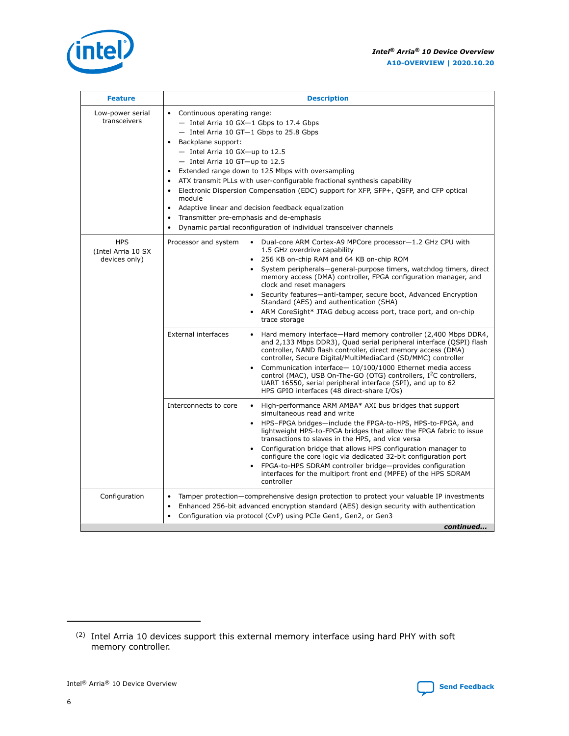| Feature | Description | |
|---|---|---|
| Low-power serial transceivers | • Continuous operating range:<br>— Intel Arria 10 GX—1 Gbps to 17.4 Gbps<br>— Intel Arria 10 GT—1 Gbps to 25.8 Gbps<br>• Backplane support:<br>— Intel Arria 10 GX—up to 12.5<br>— Intel Arria 10 GT—up to 12.5<br>• Extended range down to 125 Mbps with oversampling<br>• ATX transmit PLLs with user-configurable fractional synthesis capability<br>• Electronic Dispersion Compensation (EDC) support for XFP, SFP+, QSFP, and CFP optical module<br>• Adaptive linear and decision feedback equalization<br>• Transmitter pre-emphasis and de-emphasis<br>• Dynamic partial reconfiguration of individual transceiver channels | |
| HPS (Intel Arria 10 SX devices only) | Processor and system | • Dual-core ARM Cortex-A9 MPCore processor—1.2 GHz CPU with 1.5 GHz overdrive capability<br>• 256 KB on-chip RAM and 64 KB on-chip ROM<br>• System peripherals—general-purpose timers, watchdog timers, direct memory access (DMA) controller, FPGA configuration manager, and clock and reset managers<br>• Security features—anti-tamper, secure boot, Advanced Encryption Standard (AES) and authentication (SHA)<br>• ARM CoreSight* JTAG debug access port, trace port, and on-chip trace storage |
| | External interfaces | • Hard memory interface—Hard memory controller (2,400 Mbps DDR4, and 2,133 Mbps DDR3), Quad serial peripheral interface (QSPI) flash controller, NAND flash controller, direct memory access (DMA) controller, Secure Digital/MultiMediaCard (SD/MMC) controller<br>• Communication interface— 10/100/1000 Ethernet media access control (MAC), USB On-The-GO (OTG) controllers, I²C controllers, UART 16550, serial peripheral interface (SPI), and up to 62 HPS GPIO interfaces (48 direct-share I/Os) |
| | Interconnects to core | • High-performance ARM AMBA* AXI bus bridges that support simultaneous read and write<br>• HPS–FPGA bridges—include the FPGA-to-HPS, HPS-to-FPGA, and lightweight HPS-to-FPGA bridges that allow the FPGA fabric to issue transactions to slaves in the HPS, and vice versa<br>• Configuration bridge that allows HPS configuration manager to configure the core logic via dedicated 32-bit configuration port<br>• FPGA-to-HPS SDRAM controller bridge—provides configuration interfaces for the multiport front end (MPFE) of the HPS SDRAM controller |
| Configuration | • Tamper protection—comprehensive design protection to protect your valuable IP investments<br>• Enhanced 256-bit advanced encryption standard (AES) design security with authentication<br>• Configuration via protocol (CvP) using PCIe Gen1, Gen2, or Gen3 | |

*continued...*

(2) Intel Arria 10 devices support this external memory interface using hard PHY with soft memory controller.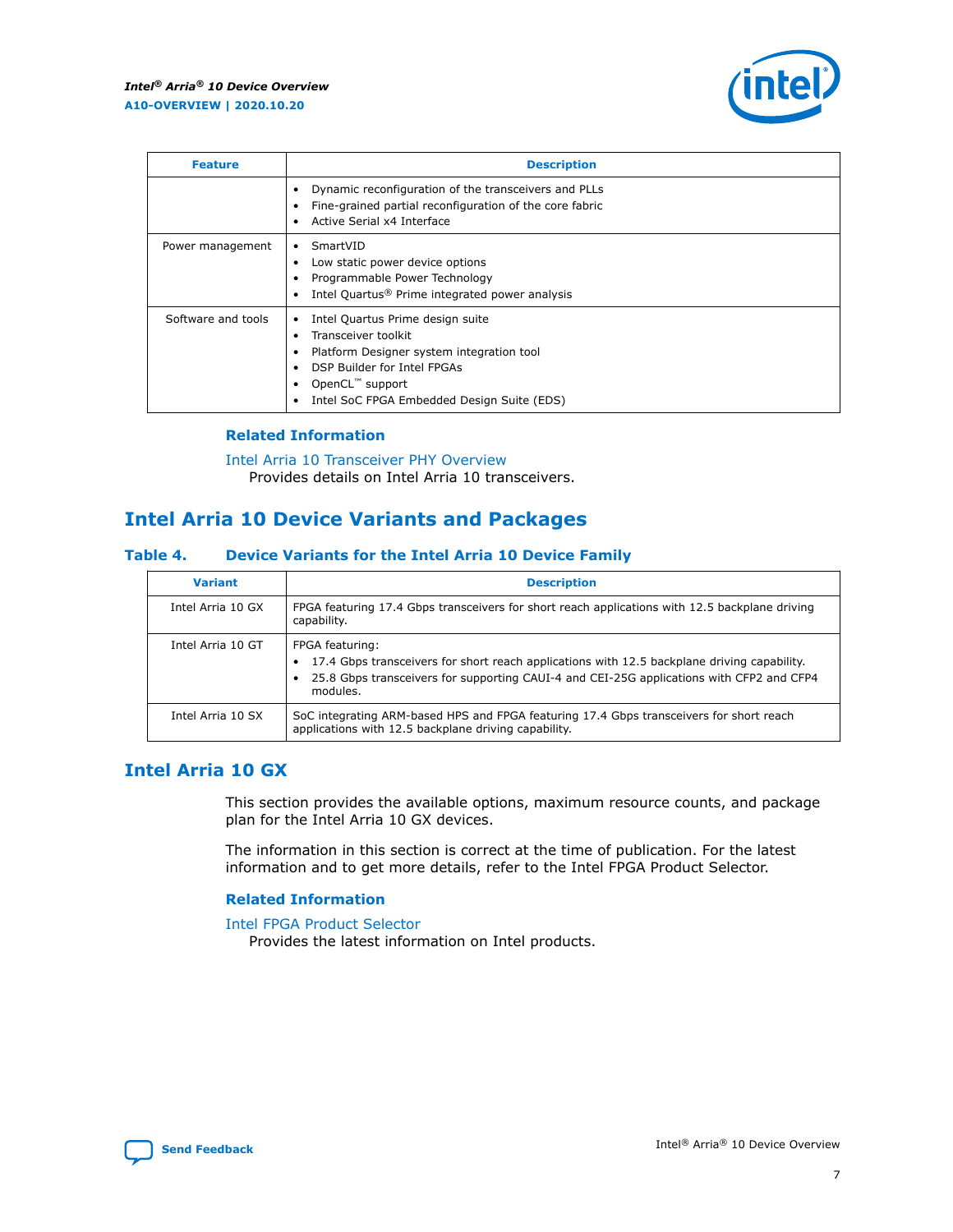| Feature | Description |
| --- | --- |
| | • Dynamic reconfiguration of the transceivers and PLLs<br>• Fine-grained partial reconfiguration of the core fabric<br>• Active Serial x4 Interface |
| Power management | • SmartVID<br>• Low static power device options<br>• Programmable Power Technology<br>• Intel Quartus® Prime integrated power analysis |
| Software and tools | • Intel Quartus Prime design suite<br>• Transceiver toolkit<br>• Platform Designer system integration tool<br>• DSP Builder for Intel FPGAs<br>• OpenCL™ support<br>• Intel SoC FPGA Embedded Design Suite (EDS) |

### Related Information

Intel Arria 10 Transceiver PHY Overview
Provides details on Intel Arria 10 transceivers.

## Intel Arria 10 Device Variants and Packages

#### Table 4. Device Variants for the Intel Arria 10 Device Family

| Variant | Description |
| --- | --- |
| Intel Arria 10 GX | FPGA featuring 17.4 Gbps transceivers for short reach applications with 12.5 backplane driving capability. |
| Intel Arria 10 GT | FPGA featuring:<br>• 17.4 Gbps transceivers for short reach applications with 12.5 backplane driving capability.<br>• 25.8 Gbps transceivers for supporting CAUI-4 and CEI-25G applications with CFP2 and CFP4 modules. |
| Intel Arria 10 SX | SoC integrating ARM-based HPS and FPGA featuring 17.4 Gbps transceivers for short reach applications with 12.5 backplane driving capability. |

## Intel Arria 10 GX

This section provides the available options, maximum resource counts, and package plan for the Intel Arria 10 GX devices.

The information in this section is correct at the time of publication. For the latest information and to get more details, refer to the Intel FPGA Product Selector.

### Related Information

Intel FPGA Product Selector
Provides the latest information on Intel products.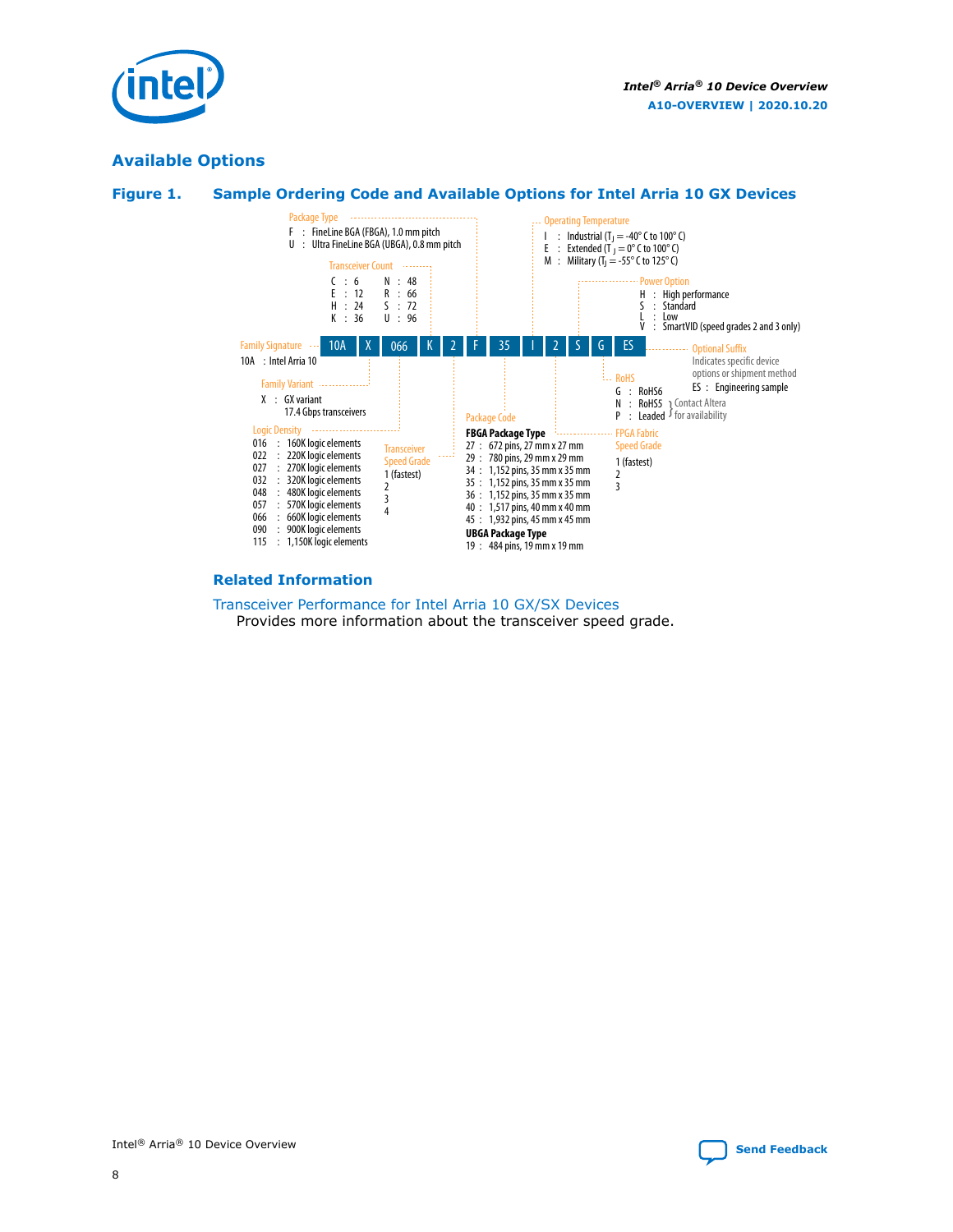## Available Options

**Figure 1. Sample Ordering Code and Available Options for Intel Arria 10 GX Devices**

Sample ordering code: 10A X 066 K 2 F 35 I 2 S G ES

**Family Signature**
- 10A : Intel Arria 10

**Family Variant**
- X : GX variant 17.4 Gbps transceivers

**Logic Density**
- 016 : 160K logic elements
- 022 : 220K logic elements
- 027 : 270K logic elements
- 032 : 320K logic elements
- 048 : 480K logic elements
- 057 : 570K logic elements
- 066 : 660K logic elements
- 090 : 900K logic elements
- 115 : 1,150K logic elements

**Transceiver Count**
- C : 6
- E : 12
- H : 24
- K : 36
- N : 48
- R : 66
- S : 72
- U : 96

**Transceiver Speed Grade**
- 1 (fastest)
- 2
- 3
- 4

**Package Type**
- F : FineLine BGA (FBGA), 1.0 mm pitch
- U : Ultra FineLine BGA (UBGA), 0.8 mm pitch

**Package Code**

FBGA Package Type
- 27 : 672 pins, 27 mm x 27 mm
- 29 : 780 pins, 29 mm x 29 mm
- 34 : 1,152 pins, 35 mm x 35 mm
- 35 : 1,152 pins, 35 mm x 35 mm
- 36 : 1,152 pins, 35 mm x 35 mm
- 40 : 1,517 pins, 40 mm x 40 mm
- 45 : 1,932 pins, 45 mm x 45 mm

UBGA Package Type
- 19 : 484 pins, 19 mm x 19 mm

**Operating Temperature**
- I : Industrial ($T_J$ = -40° C to 100° C)
- E : Extended ($T_J$ = 0° C to 100° C)
- M : Military ($T_J$ = -55° C to 125° C)

**FPGA Fabric Speed Grade**
- 1 (fastest)
- 2
- 3

**Power Option**
- H : High performance
- S : Standard
- L : Low
- V : SmartVID (speed grades 2 and 3 only)

**RoHS**
- G : RoHS6
- N : RoHS5 } Contact Altera for availability
- P : Leaded } Contact Altera for availability

**Optional Suffix**

Indicates specific device options or shipment method
- ES : Engineering sample

### Related Information

Transceiver Performance for Intel Arria 10 GX/SX Devices

Provides more information about the transceiver speed grade.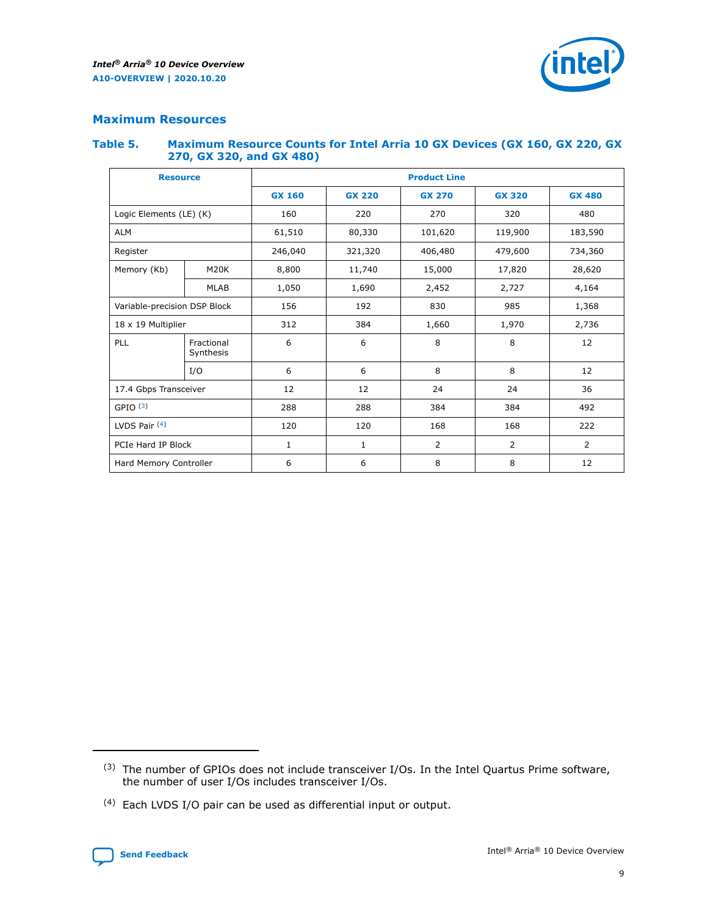## Maximum Resources

### Table 5. Maximum Resource Counts for Intel Arria 10 GX Devices (GX 160, GX 220, GX 270, GX 320, and GX 480)

| Resource | | Product Line | | | | |
|---|---|---|---|---|---|---|
| | | GX 160 | GX 220 | GX 270 | GX 320 | GX 480 |
| Logic Elements (LE) (K) | | 160 | 220 | 270 | 320 | 480 |
| ALM | | 61,510 | 80,330 | 101,620 | 119,900 | 183,590 |
| Register | | 246,040 | 321,320 | 406,480 | 479,600 | 734,360 |
| Memory (Kb) | M20K | 8,800 | 11,740 | 15,000 | 17,820 | 28,620 |
| | MLAB | 1,050 | 1,690 | 2,452 | 2,727 | 4,164 |
| Variable-precision DSP Block | | 156 | 192 | 830 | 985 | 1,368 |
| 18 x 19 Multiplier | | 312 | 384 | 1,660 | 1,970 | 2,736 |
| PLL | Fractional Synthesis | 6 | 6 | 8 | 8 | 12 |
| | I/O | 6 | 6 | 8 | 8 | 12 |
| 17.4 Gbps Transceiver | | 12 | 12 | 24 | 24 | 36 |
| GPIO [3] | | 288 | 288 | 384 | 384 | 492 |
| LVDS Pair [4] | | 120 | 120 | 168 | 168 | 222 |
| PCIe Hard IP Block | | 1 | 1 | 2 | 2 | 2 |
| Hard Memory Controller | | 6 | 6 | 8 | 8 | 12 |

---

[3] The number of GPIOs does not include transceiver I/Os. In the Intel Quartus Prime software, the number of user I/Os includes transceiver I/Os.

[4] Each LVDS I/O pair can be used as differential input or output.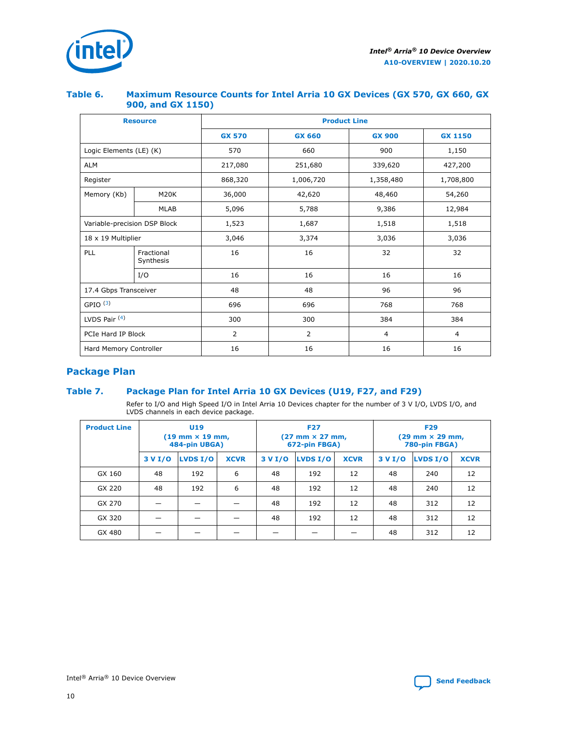#### Table 6. Maximum Resource Counts for Intel Arria 10 GX Devices (GX 570, GX 660, GX 900, and GX 1150)

| Resource | | Product Line | | | |
|---|---|---|---|---|---|
| | | GX 570 | GX 660 | GX 900 | GX 1150 |
| Logic Elements (LE) (K) | | 570 | 660 | 900 | 1,150 |
| ALM | | 217,080 | 251,680 | 339,620 | 427,200 |
| Register | | 868,320 | 1,006,720 | 1,358,480 | 1,708,800 |
| Memory (Kb) | M20K | 36,000 | 42,620 | 48,460 | 54,260 |
| | MLAB | 5,096 | 5,788 | 9,386 | 12,984 |
| Variable-precision DSP Block | | 1,523 | 1,687 | 1,518 | 1,518 |
| 18 x 19 Multiplier | | 3,046 | 3,374 | 3,036 | 3,036 |
| PLL | Fractional Synthesis | 16 | 16 | 32 | 32 |
| | I/O | 16 | 16 | 16 | 16 |
| 17.4 Gbps Transceiver | | 48 | 48 | 96 | 96 |
| GPIO [3] | | 696 | 696 | 768 | 768 |
| LVDS Pair [4] | | 300 | 300 | 384 | 384 |
| PCIe Hard IP Block | | 2 | 2 | 4 | 4 |
| Hard Memory Controller | | 16 | 16 | 16 | 16 |

## Package Plan

#### Table 7. Package Plan for Intel Arria 10 GX Devices (U19, F27, and F29)

Refer to I/O and High Speed I/O in Intel Arria 10 Devices chapter for the number of 3 V I/O, LVDS I/O, and LVDS channels in each device package.

| Product Line | U19 (19 mm × 19 mm, 484-pin UBGA) | | | F27 (27 mm × 27 mm, 672-pin FBGA) | | | F29 (29 mm × 29 mm, 780-pin FBGA) | | |
|---|---|---|---|---|---|---|---|---|---|
| | 3 V I/O | LVDS I/O | XCVR | 3 V I/O | LVDS I/O | XCVR | 3 V I/O | LVDS I/O | XCVR |
| GX 160 | 48 | 192 | 6 | 48 | 192 | 12 | 48 | 240 | 12 |
| GX 220 | 48 | 192 | 6 | 48 | 192 | 12 | 48 | 240 | 12 |
| GX 270 | — | — | — | 48 | 192 | 12 | 48 | 312 | 12 |
| GX 320 | — | — | — | 48 | 192 | 12 | 48 | 312 | 12 |
| GX 480 | — | — | — | — | — | — | 48 | 312 | 12 |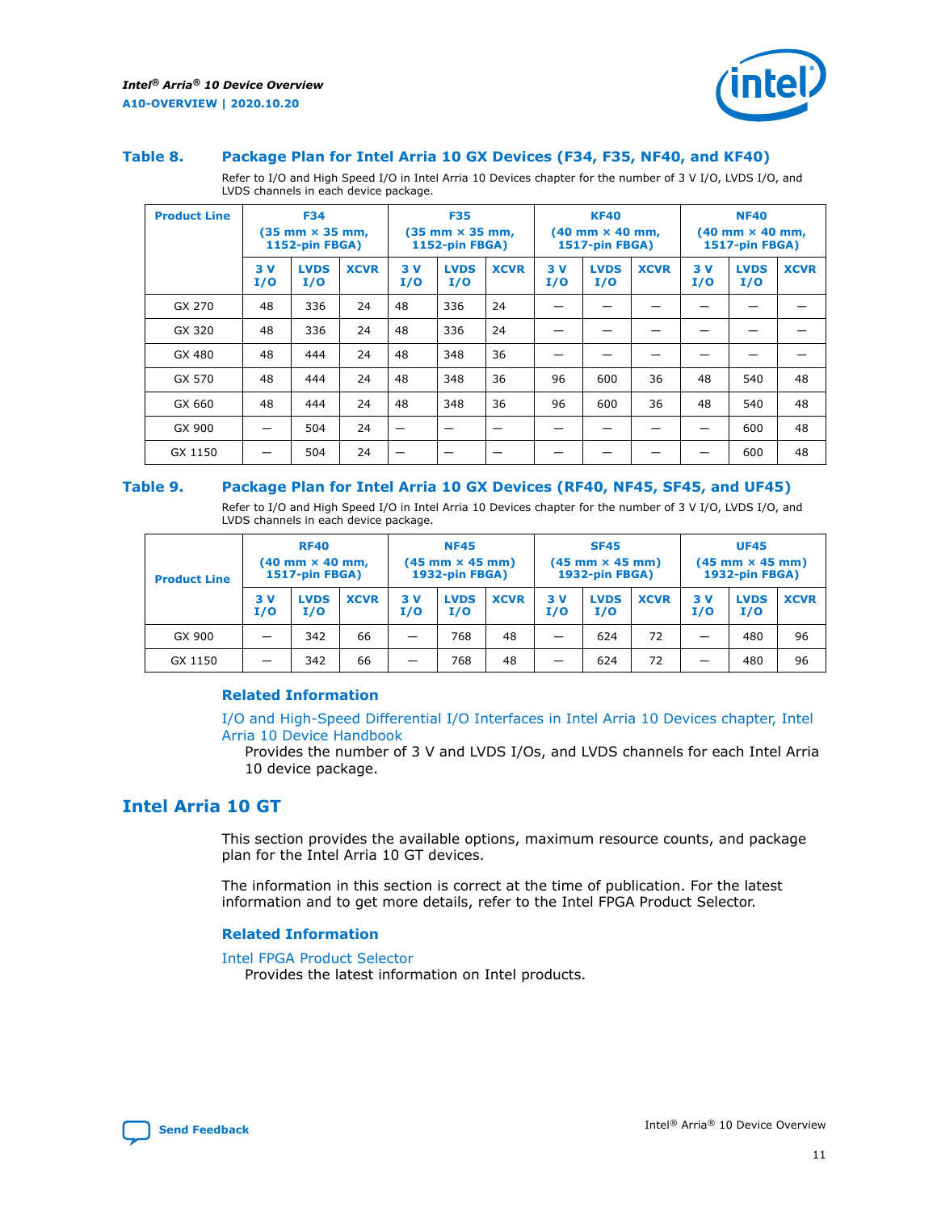**Table 8. Package Plan for Intel Arria 10 GX Devices (F34, F35, NF40, and KF40)**

Refer to I/O and High Speed I/O in Intel Arria 10 Devices chapter for the number of 3 V I/O, LVDS I/O, and LVDS channels in each device package.

| Product Line | F34 (35 mm × 35 mm, 1152-pin FBGA) | | | F35 (35 mm × 35 mm, 1152-pin FBGA) | | | KF40 (40 mm × 40 mm, 1517-pin FBGA) | | | NF40 (40 mm × 40 mm, 1517-pin FBGA) | | |
|---|---|---|---|---|---|---|---|---|---|---|---|---|
| | 3 V I/O | LVDS I/O | XCVR | 3 V I/O | LVDS I/O | XCVR | 3 V I/O | LVDS I/O | XCVR | 3 V I/O | LVDS I/O | XCVR |
| GX 270 | 48 | 336 | 24 | 48 | 336 | 24 | — | — | — | — | — | — |
| GX 320 | 48 | 336 | 24 | 48 | 336 | 24 | — | — | — | — | — | — |
| GX 480 | 48 | 444 | 24 | 48 | 348 | 36 | — | — | — | — | — | — |
| GX 570 | 48 | 444 | 24 | 48 | 348 | 36 | 96 | 600 | 36 | 48 | 540 | 48 |
| GX 660 | 48 | 444 | 24 | 48 | 348 | 36 | 96 | 600 | 36 | 48 | 540 | 48 |
| GX 900 | — | 504 | 24 | — | — | — | — | — | — | — | 600 | 48 |
| GX 1150 | — | 504 | 24 | — | — | — | — | — | — | — | 600 | 48 |

**Table 9. Package Plan for Intel Arria 10 GX Devices (RF40, NF45, SF45, and UF45)**

Refer to I/O and High Speed I/O in Intel Arria 10 Devices chapter for the number of 3 V I/O, LVDS I/O, and LVDS channels in each device package.

| Product Line | RF40 (40 mm × 40 mm, 1517-pin FBGA) | | | NF45 (45 mm × 45 mm) 1932-pin FBGA) | | | SF45 (45 mm × 45 mm) 1932-pin FBGA) | | | UF45 (45 mm × 45 mm) 1932-pin FBGA) | | |
|---|---|---|---|---|---|---|---|---|---|---|---|---|
| | 3 V I/O | LVDS I/O | XCVR | 3 V I/O | LVDS I/O | XCVR | 3 V I/O | LVDS I/O | XCVR | 3 V I/O | LVDS I/O | XCVR |
| GX 900 | — | 342 | 66 | — | 768 | 48 | — | 624 | 72 | — | 480 | 96 |
| GX 1150 | — | 342 | 66 | — | 768 | 48 | — | 624 | 72 | — | 480 | 96 |

### Related Information

I/O and High-Speed Differential I/O Interfaces in Intel Arria 10 Devices chapter, Intel Arria 10 Device Handbook

Provides the number of 3 V and LVDS I/Os, and LVDS channels for each Intel Arria 10 device package.

## Intel Arria 10 GT

This section provides the available options, maximum resource counts, and package plan for the Intel Arria 10 GT devices.

The information in this section is correct at the time of publication. For the latest information and to get more details, refer to the Intel FPGA Product Selector.

### Related Information

Intel FPGA Product Selector

Provides the latest information on Intel products.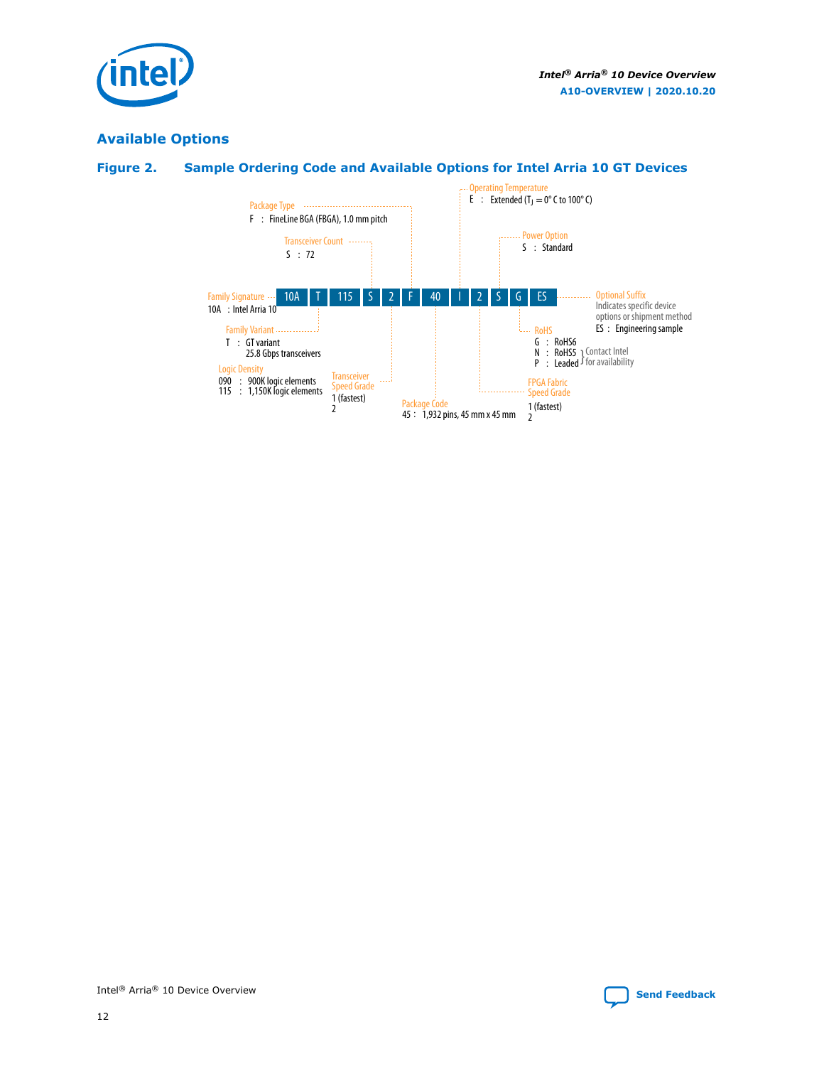## Available Options

### Figure 2. Sample Ordering Code and Available Options for Intel Arria 10 GT Devices

Sample ordering code: 10A T 115 S 2 F 40 I 2 S G ES

- **Family Signature**
  - 10A : Intel Arria 10
- **Family Variant**
  - T : GT variant
    25.8 Gbps transceivers
- **Logic Density**
  - 090 : 900K logic elements
  - 115 : 1,150K logic elements
- **Transceiver Count**
  - S : 72
- **Transceiver Speed Grade**
  - 1 (fastest)
  - 2
- **Package Type**
  - F : FineLine BGA (FBGA), 1.0 mm pitch
- **Package Code**
  - 45 : 1,932 pins, 45 mm x 45 mm
- **Operating Temperature**
  - E : Extended ($T_J$ = 0° C to 100° C)
- **FPGA Fabric Speed Grade**
  - 1 (fastest)
  - 2
- **Power Option**
  - S : Standard
- **RoHS**
  - G : RoHS6
  - N : RoHS5 } Contact Intel for availability
  - P : Leaded } Contact Intel for availability
- **Optional Suffix**
  - Indicates specific device options or shipment method
  - ES : Engineering sample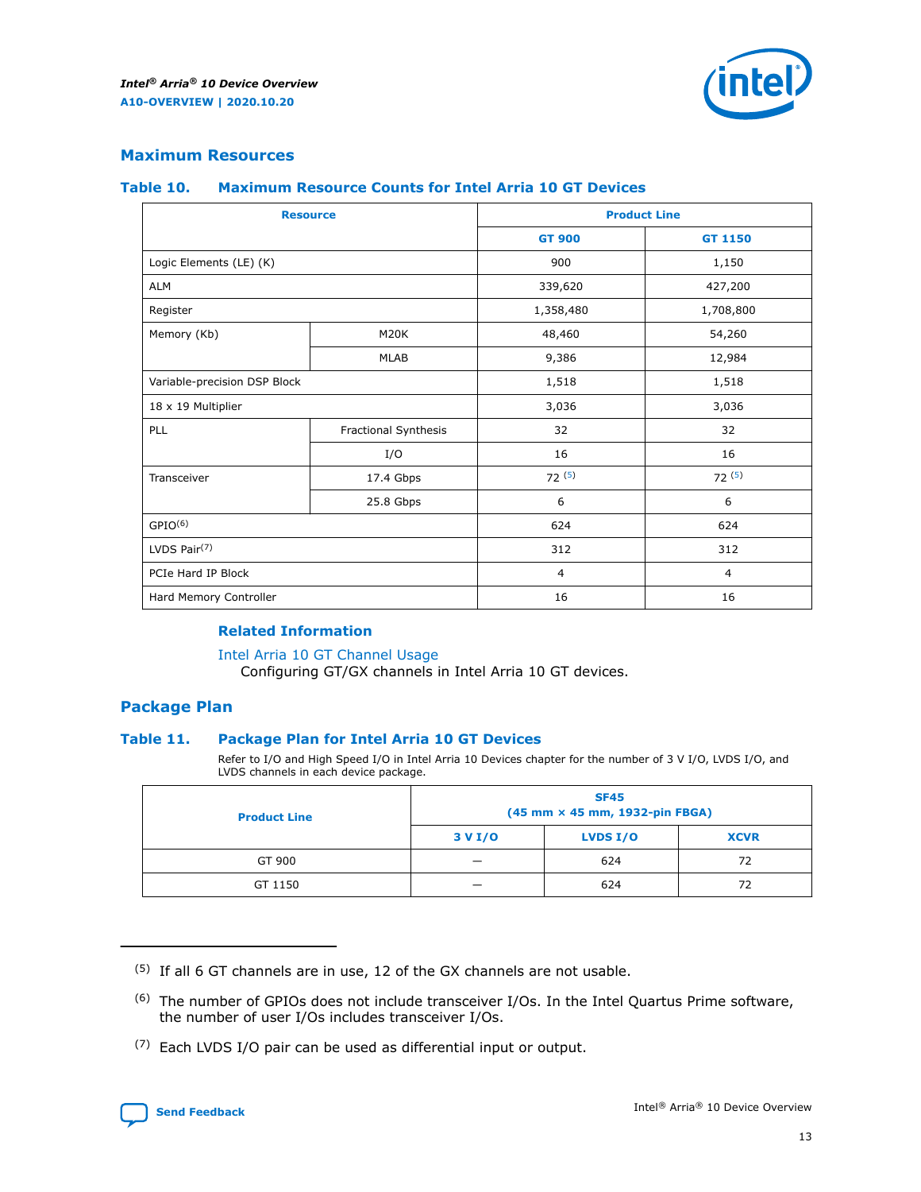## Maximum Resources

### Table 10. Maximum Resource Counts for Intel Arria 10 GT Devices

| Resource | | Product Line | |
|---|---|---|---|
| | | GT 900 | GT 1150 |
| Logic Elements (LE) (K) | | 900 | 1,150 |
| ALM | | 339,620 | 427,200 |
| Register | | 1,358,480 | 1,708,800 |
| Memory (Kb) | M20K | 48,460 | 54,260 |
| | MLAB | 9,386 | 12,984 |
| Variable-precision DSP Block | | 1,518 | 1,518 |
| 18 x 19 Multiplier | | 3,036 | 3,036 |
| PLL | Fractional Synthesis | 32 | 32 |
| | I/O | 16 | 16 |
| Transceiver | 17.4 Gbps | 72 [5] | 72 [5] |
| | 25.8 Gbps | 6 | 6 |
| GPIO[6] | | 624 | 624 |
| LVDS Pair[7] | | 312 | 312 |
| PCIe Hard IP Block | | 4 | 4 |
| Hard Memory Controller | | 16 | 16 |

**Related Information**

Intel Arria 10 GT Channel Usage
Configuring GT/GX channels in Intel Arria 10 GT devices.

## Package Plan

### Table 11. Package Plan for Intel Arria 10 GT Devices

Refer to I/O and High Speed I/O in Intel Arria 10 Devices chapter for the number of 3 V I/O, LVDS I/O, and LVDS channels in each device package.

| Product Line | SF45 (45 mm × 45 mm, 1932-pin FBGA) | | |
|---|---|---|---|
| | 3 V I/O | LVDS I/O | XCVR |
| GT 900 | — | 624 | 72 |
| GT 1150 | — | 624 | 72 |

---

(5) If all 6 GT channels are in use, 12 of the GX channels are not usable.

(6) The number of GPIOs does not include transceiver I/Os. In the Intel Quartus Prime software, the number of user I/Os includes transceiver I/Os.

(7) Each LVDS I/O pair can be used as differential input or output.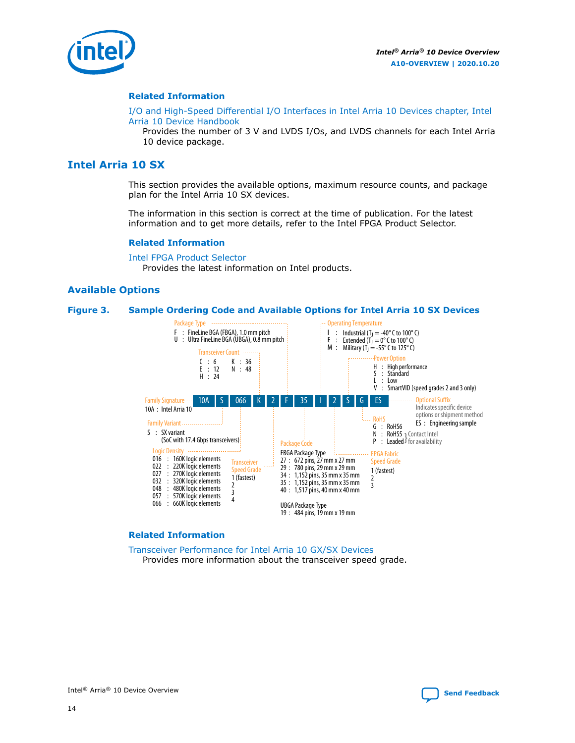#### Related Information

I/O and High-Speed Differential I/O Interfaces in Intel Arria 10 Devices chapter, Intel Arria 10 Device Handbook

Provides the number of 3 V and LVDS I/Os, and LVDS channels for each Intel Arria 10 device package.

## Intel Arria 10 SX

This section provides the available options, maximum resource counts, and package plan for the Intel Arria 10 SX devices.

The information in this section is correct at the time of publication. For the latest information and to get more details, refer to the Intel FPGA Product Selector.

#### Related Information

Intel FPGA Product Selector

Provides the latest information on Intel products.

### Available Options

**Figure 3. Sample Ordering Code and Available Options for Intel Arria 10 SX Devices**

Sample ordering code: 10A S 066 K 2 F 35 I 2 S G ES

- **Family Signature**
  - 10A : Intel Arria 10
- **Family Variant**
  - S : SX variant (SoC with 17.4 Gbps transceivers)
- **Logic Density**
  - 016 : 160K logic elements
  - 022 : 220K logic elements
  - 027 : 270K logic elements
  - 032 : 320K logic elements
  - 048 : 480K logic elements
  - 057 : 570K logic elements
  - 066 : 660K logic elements
- **Transceiver Count**
  - C : 6
  - E : 12
  - H : 24
  - K : 36
  - N : 48
- **Transceiver Speed Grade**
  - 1 (fastest)
  - 2
  - 3
  - 4
- **Package Type**
  - F : FineLine BGA (FBGA), 1.0 mm pitch
  - U : Ultra FineLine BGA (UBGA), 0.8 mm pitch
- **Package Code**
  - FBGA Package Type
    - 27 : 672 pins, 27 mm x 27 mm
    - 29 : 780 pins, 29 mm x 29 mm
    - 34 : 1,152 pins, 35 mm x 35 mm
    - 35 : 1,152 pins, 35 mm x 35 mm
    - 40 : 1,517 pins, 40 mm x 40 mm
  - UBGA Package Type
    - 19 : 484 pins, 19 mm x 19 mm
- **Operating Temperature**
  - I : Industrial ($T_J$ = -40° C to 100° C)
  - E : Extended ($T_J$ = 0° C to 100° C)
  - M : Military ($T_J$ = -55° C to 125° C)
- **FPGA Fabric Speed Grade**
  - 1 (fastest)
  - 2
  - 3
- **Power Option**
  - H : High performance
  - S : Standard
  - L : Low
  - V : SmartVID (speed grades 2 and 3 only)
- **RoHS**
  - G : RoHS6
  - N : RoHS5 (Contact Intel for availability)
  - P : Leaded (Contact Intel for availability)
- **Optional Suffix**
  - Indicates specific device options or shipment method
  - ES : Engineering sample

#### Related Information

Transceiver Performance for Intel Arria 10 GX/SX Devices

Provides more information about the transceiver speed grade.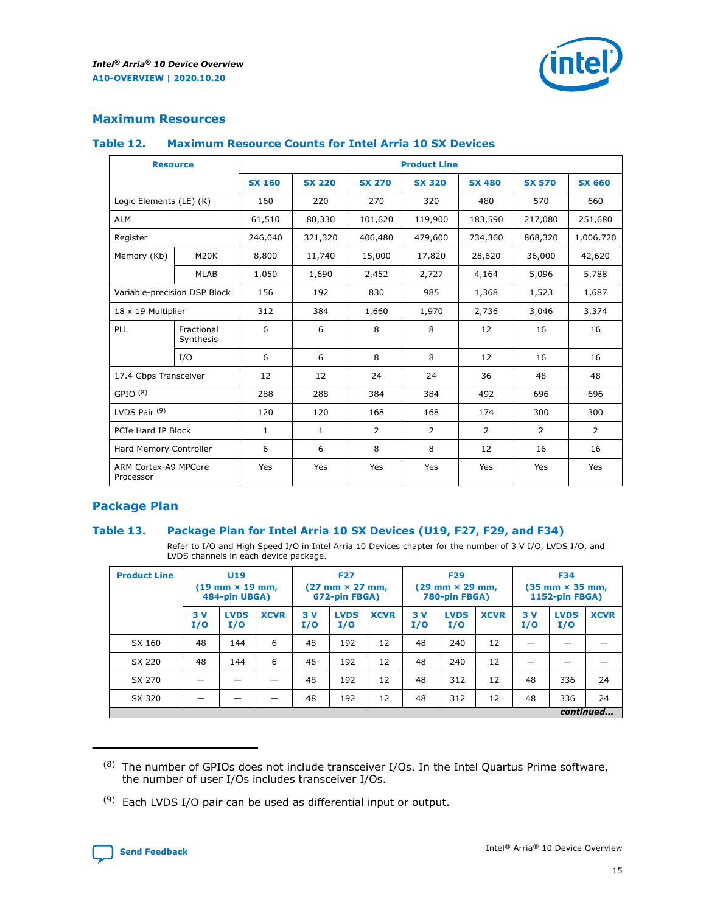## Maximum Resources

### Table 12. Maximum Resource Counts for Intel Arria 10 SX Devices

| Resource | | Product Line | | | | | | |
|---|---|---|---|---|---|---|---|---|
| | | SX 160 | SX 220 | SX 270 | SX 320 | SX 480 | SX 570 | SX 660 |
| Logic Elements (LE) (K) | | 160 | 220 | 270 | 320 | 480 | 570 | 660 |
| ALM | | 61,510 | 80,330 | 101,620 | 119,900 | 183,590 | 217,080 | 251,680 |
| Register | | 246,040 | 321,320 | 406,480 | 479,600 | 734,360 | 868,320 | 1,006,720 |
| Memory (Kb) | M20K | 8,800 | 11,740 | 15,000 | 17,820 | 28,620 | 36,000 | 42,620 |
| | MLAB | 1,050 | 1,690 | 2,452 | 2,727 | 4,164 | 5,096 | 5,788 |
| Variable-precision DSP Block | | 156 | 192 | 830 | 985 | 1,368 | 1,523 | 1,687 |
| 18 x 19 Multiplier | | 312 | 384 | 1,660 | 1,970 | 2,736 | 3,046 | 3,374 |
| PLL | Fractional Synthesis | 6 | 6 | 8 | 8 | 12 | 16 | 16 |
| | I/O | 6 | 6 | 8 | 8 | 12 | 16 | 16 |
| 17.4 Gbps Transceiver | | 12 | 12 | 24 | 24 | 36 | 48 | 48 |
| GPIO [8] | | 288 | 288 | 384 | 384 | 492 | 696 | 696 |
| LVDS Pair [9] | | 120 | 120 | 168 | 168 | 174 | 300 | 300 |
| PCIe Hard IP Block | | 1 | 1 | 2 | 2 | 2 | 2 | 2 |
| Hard Memory Controller | | 6 | 6 | 8 | 8 | 12 | 16 | 16 |
| ARM Cortex-A9 MPCore Processor | | Yes | Yes | Yes | Yes | Yes | Yes | Yes |

## Package Plan

### Table 13. Package Plan for Intel Arria 10 SX Devices (U19, F27, F29, and F34)

Refer to I/O and High Speed I/O in Intel Arria 10 Devices chapter for the number of 3 V I/O, LVDS I/O, and LVDS channels in each device package.

| Product Line | U19 (19 mm × 19 mm, 484-pin UBGA) | | | F27 (27 mm × 27 mm, 672-pin FBGA) | | | F29 (29 mm × 29 mm, 780-pin FBGA) | | | F34 (35 mm × 35 mm, 1152-pin FBGA) | | |
|---|---|---|---|---|---|---|---|---|---|---|---|---|
| | 3 V I/O | LVDS I/O | XCVR | 3 V I/O | LVDS I/O | XCVR | 3 V I/O | LVDS I/O | XCVR | 3 V I/O | LVDS I/O | XCVR |
| SX 160 | 48 | 144 | 6 | 48 | 192 | 12 | 48 | 240 | 12 | — | — | — |
| SX 220 | 48 | 144 | 6 | 48 | 192 | 12 | 48 | 240 | 12 | — | — | — |
| SX 270 | — | — | — | 48 | 192 | 12 | 48 | 312 | 12 | 48 | 336 | 24 |
| SX 320 | — | — | — | 48 | 192 | 12 | 48 | 312 | 12 | 48 | 336 | 24 |

*continued...*

(8) The number of GPIOs does not include transceiver I/Os. In the Intel Quartus Prime software, the number of user I/Os includes transceiver I/Os.

(9) Each LVDS I/O pair can be used as differential input or output.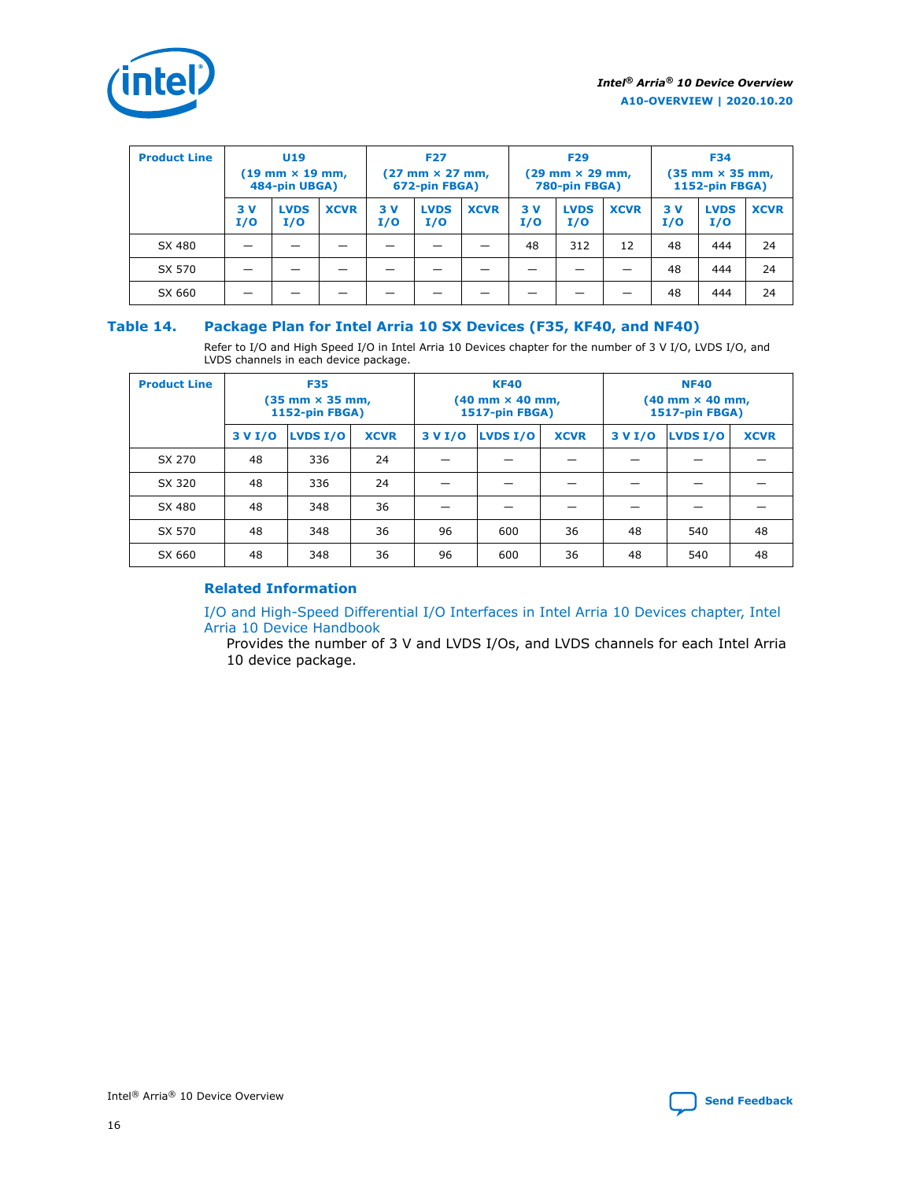| Product Line | U19 (19 mm × 19 mm, 484-pin UBGA) | | | F27 (27 mm × 27 mm, 672-pin FBGA) | | | F29 (29 mm × 29 mm, 780-pin FBGA) | | | F34 (35 mm × 35 mm, 1152-pin FBGA) | | |
|---|---|---|---|---|---|---|---|---|---|---|---|---|
| | 3 V I/O | LVDS I/O | XCVR | 3 V I/O | LVDS I/O | XCVR | 3 V I/O | LVDS I/O | XCVR | 3 V I/O | LVDS I/O | XCVR |
| SX 480 | — | — | — | — | — | — | 48 | 312 | 12 | 48 | 444 | 24 |
| SX 570 | — | — | — | — | — | — | — | — | — | 48 | 444 | 24 |
| SX 660 | — | — | — | — | — | — | — | — | — | 48 | 444 | 24 |

## Table 14. Package Plan for Intel Arria 10 SX Devices (F35, KF40, and NF40)

Refer to I/O and High Speed I/O in Intel Arria 10 Devices chapter for the number of 3 V I/O, LVDS I/O, and LVDS channels in each device package.

| Product Line | F35 (35 mm × 35 mm, 1152-pin FBGA) | | | KF40 (40 mm × 40 mm, 1517-pin FBGA) | | | NF40 (40 mm × 40 mm, 1517-pin FBGA) | | |
|---|---|---|---|---|---|---|---|---|---|
| | 3 V I/O | LVDS I/O | XCVR | 3 V I/O | LVDS I/O | XCVR | 3 V I/O | LVDS I/O | XCVR |
| SX 270 | 48 | 336 | 24 | — | — | — | — | — | — |
| SX 320 | 48 | 336 | 24 | — | — | — | — | — | — |
| SX 480 | 48 | 348 | 36 | — | — | — | — | — | — |
| SX 570 | 48 | 348 | 36 | 96 | 600 | 36 | 48 | 540 | 48 |
| SX 660 | 48 | 348 | 36 | 96 | 600 | 36 | 48 | 540 | 48 |

### Related Information

I/O and High-Speed Differential I/O Interfaces in Intel Arria 10 Devices chapter, Intel Arria 10 Device Handbook

Provides the number of 3 V and LVDS I/Os, and LVDS channels for each Intel Arria 10 device package.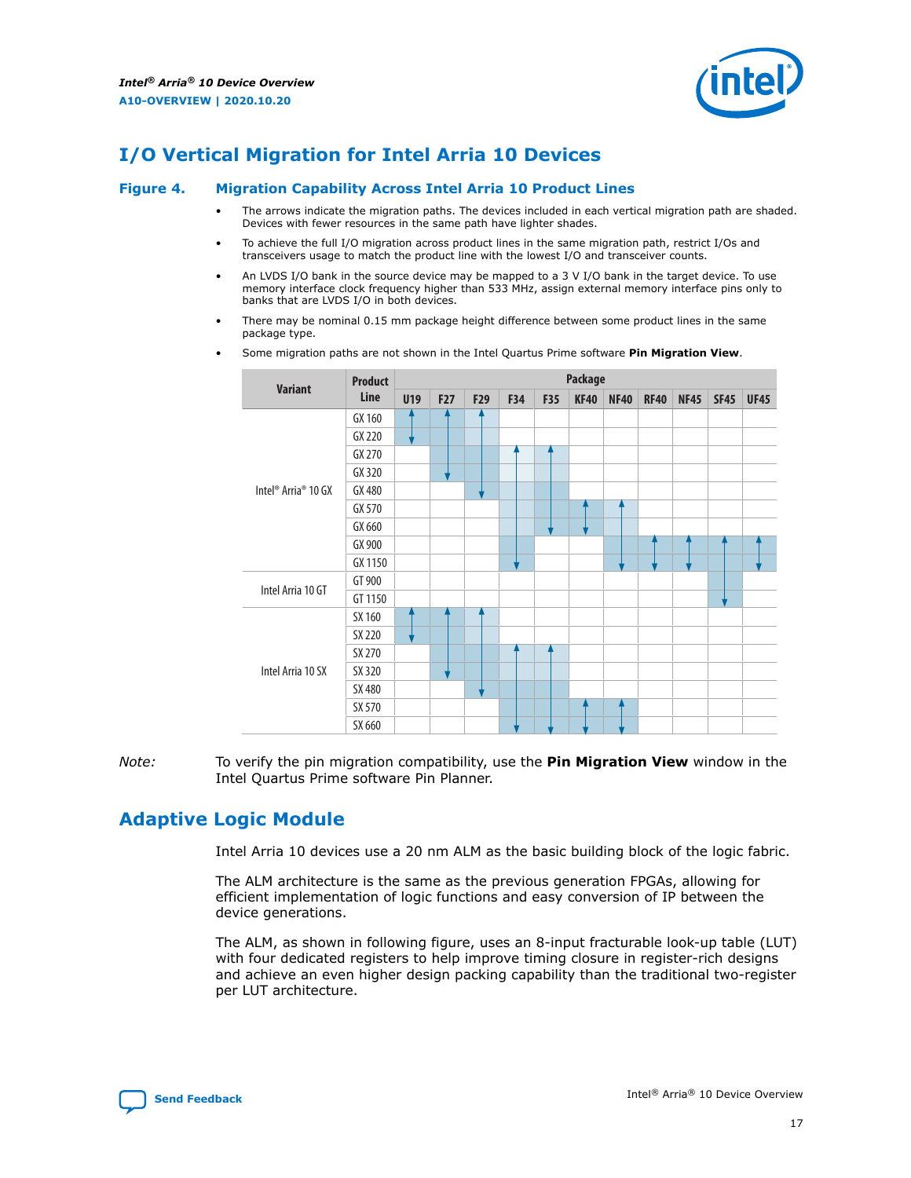# I/O Vertical Migration for Intel Arria 10 Devices

**Figure 4. Migration Capability Across Intel Arria 10 Product Lines**

- The arrows indicate the migration paths. The devices included in each vertical migration path are shaded. Devices with fewer resources in the same path have lighter shades.
- To achieve the full I/O migration across product lines in the same migration path, restrict I/Os and transceivers usage to match the product line with the lowest I/O and transceiver counts.
- An LVDS I/O bank in the source device may be mapped to a 3 V I/O bank in the target device. To use memory interface clock frequency higher than 533 MHz, assign external memory interface pins only to banks that are LVDS I/O in both devices.
- There may be nominal 0.15 mm package height difference between some product lines in the same package type.
- Some migration paths are not shown in the Intel Quartus Prime software **Pin Migration View**.

| Variant | Product Line | U19 | F27 | F29 | F34 | F35 | KF40 | NF40 | RF40 | NF45 | SF45 | UF45 |
|---|---|---|---|---|---|---|---|---|---|---|---|---|
| Intel® Arria® 10 GX | GX 160 | ✓ | ✓ | ✓ | | | | | | | | |
| | GX 220 | ✓ | ✓ | ✓ | | | | | | | | |
| | GX 270 | | ✓ | ✓ | ✓ | ✓ | | | | | | |
| | GX 320 | | ✓ | ✓ | ✓ | ✓ | | | | | | |
| | GX 480 | | | ✓ | ✓ | ✓ | | | | | | |
| | GX 570 | | | | ✓ | ✓ | ✓ | ✓ | | | | |
| | GX 660 | | | | ✓ | ✓ | ✓ | ✓ | | | | |
| | GX 900 | | | | ✓ | | | ✓ | ✓ | ✓ | ✓ | ✓ |
| | GX 1150 | | | | ✓ | | | ✓ | ✓ | ✓ | ✓ | ✓ |
| Intel Arria 10 GT | GT 900 | | | | | | | | | | ✓ | |
| | GT 1150 | | | | | | | | | | ✓ | |
| Intel Arria 10 SX | SX 160 | ✓ | ✓ | ✓ | | | | | | | | |
| | SX 220 | ✓ | ✓ | ✓ | | | | | | | | |
| | SX 270 | | ✓ | ✓ | ✓ | ✓ | | | | | | |
| | SX 320 | | ✓ | ✓ | ✓ | ✓ | | | | | | |
| | SX 480 | | | ✓ | ✓ | ✓ | | | | | | |
| | SX 570 | | | | ✓ | ✓ | ✓ | ✓ | | | | |
| | SX 660 | | | | ✓ | ✓ | ✓ | ✓ | | | | |

*Note:* To verify the pin migration compatibility, use the **Pin Migration View** window in the Intel Quartus Prime software Pin Planner.

# Adaptive Logic Module

Intel Arria 10 devices use a 20 nm ALM as the basic building block of the logic fabric.

The ALM architecture is the same as the previous generation FPGAs, allowing for efficient implementation of logic functions and easy conversion of IP between the device generations.

The ALM, as shown in following figure, uses an 8-input fracturable look-up table (LUT) with four dedicated registers to help improve timing closure in register-rich designs and achieve an even higher design packing capability than the traditional two-register per LUT architecture.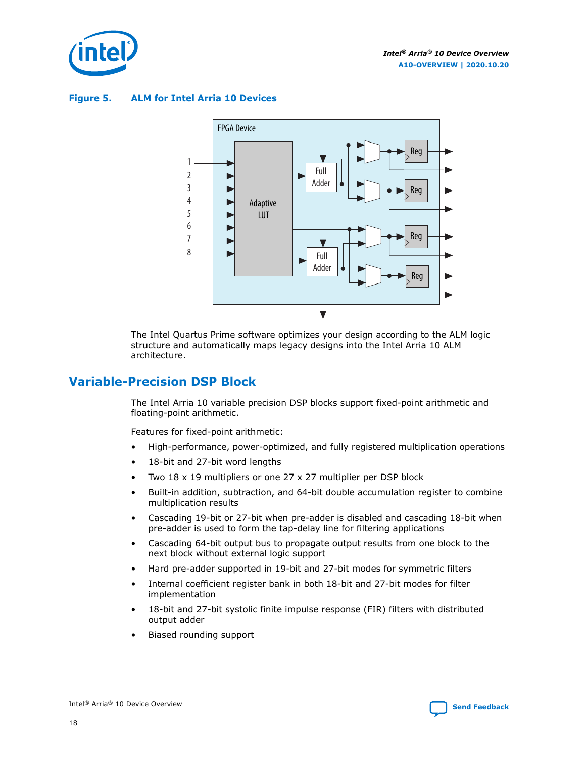**Figure 5. ALM for Intel Arria 10 Devices**

The Intel Quartus Prime software optimizes your design according to the ALM logic structure and automatically maps legacy designs into the Intel Arria 10 ALM architecture.

## Variable-Precision DSP Block

The Intel Arria 10 variable precision DSP blocks support fixed-point arithmetic and floating-point arithmetic.

Features for fixed-point arithmetic:

- High-performance, power-optimized, and fully registered multiplication operations
- 18-bit and 27-bit word lengths
- Two 18 x 19 multipliers or one 27 x 27 multiplier per DSP block
- Built-in addition, subtraction, and 64-bit double accumulation register to combine multiplication results
- Cascading 19-bit or 27-bit when pre-adder is disabled and cascading 18-bit when pre-adder is used to form the tap-delay line for filtering applications
- Cascading 64-bit output bus to propagate output results from one block to the next block without external logic support
- Hard pre-adder supported in 19-bit and 27-bit modes for symmetric filters
- Internal coefficient register bank in both 18-bit and 27-bit modes for filter implementation
- 18-bit and 27-bit systolic finite impulse response (FIR) filters with distributed output adder
- Biased rounding support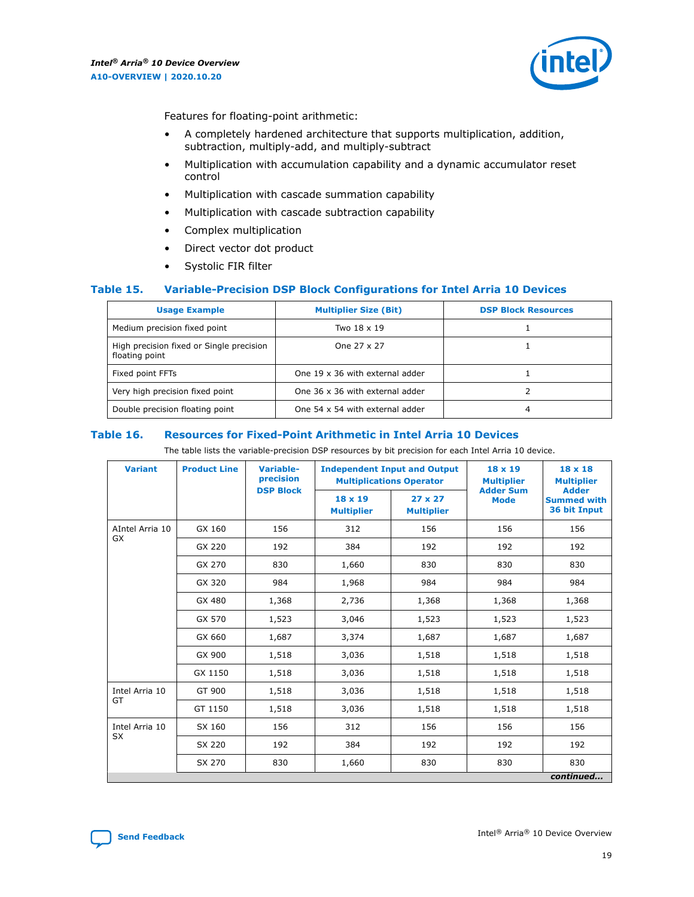Features for floating-point arithmetic:

- A completely hardened architecture that supports multiplication, addition, subtraction, multiply-add, and multiply-subtract
- Multiplication with accumulation capability and a dynamic accumulator reset control
- Multiplication with cascade summation capability
- Multiplication with cascade subtraction capability
- Complex multiplication
- Direct vector dot product
- Systolic FIR filter

### Table 15. Variable-Precision DSP Block Configurations for Intel Arria 10 Devices

| Usage Example | Multiplier Size (Bit) | DSP Block Resources |
|---|---|---|
| Medium precision fixed point | Two 18 x 19 | 1 |
| High precision fixed or Single precision floating point | One 27 x 27 | 1 |
| Fixed point FFTs | One 19 x 36 with external adder | 1 |
| Very high precision fixed point | One 36 x 36 with external adder | 2 |
| Double precision floating point | One 54 x 54 with external adder | 4 |

### Table 16. Resources for Fixed-Point Arithmetic in Intel Arria 10 Devices

The table lists the variable-precision DSP resources by bit precision for each Intel Arria 10 device.

| Variant | Product Line | Variable-precision DSP Block | Independent Input and Output Multiplications Operator | | 18 x 19 Multiplier Adder Sum Mode | 18 x 18 Multiplier Adder Summed with 36 bit Input |
|---|---|---|---|---|---|---|
| | | | 18 x 19 Multiplier | 27 x 27 Multiplier | | |
| AIntel Arria 10 GX | GX 160 | 156 | 312 | 156 | 156 | 156 |
| | GX 220 | 192 | 384 | 192 | 192 | 192 |
| | GX 270 | 830 | 1,660 | 830 | 830 | 830 |
| | GX 320 | 984 | 1,968 | 984 | 984 | 984 |
| | GX 480 | 1,368 | 2,736 | 1,368 | 1,368 | 1,368 |
| | GX 570 | 1,523 | 3,046 | 1,523 | 1,523 | 1,523 |
| | GX 660 | 1,687 | 3,374 | 1,687 | 1,687 | 1,687 |
| | GX 900 | 1,518 | 3,036 | 1,518 | 1,518 | 1,518 |
| | GX 1150 | 1,518 | 3,036 | 1,518 | 1,518 | 1,518 |
| Intel Arria 10 GT | GT 900 | 1,518 | 3,036 | 1,518 | 1,518 | 1,518 |
| | GT 1150 | 1,518 | 3,036 | 1,518 | 1,518 | 1,518 |
| Intel Arria 10 SX | SX 160 | 156 | 312 | 156 | 156 | 156 |
| | SX 220 | 192 | 384 | 192 | 192 | 192 |
| | SX 270 | 830 | 1,660 | 830 | 830 | 830 |

*continued...*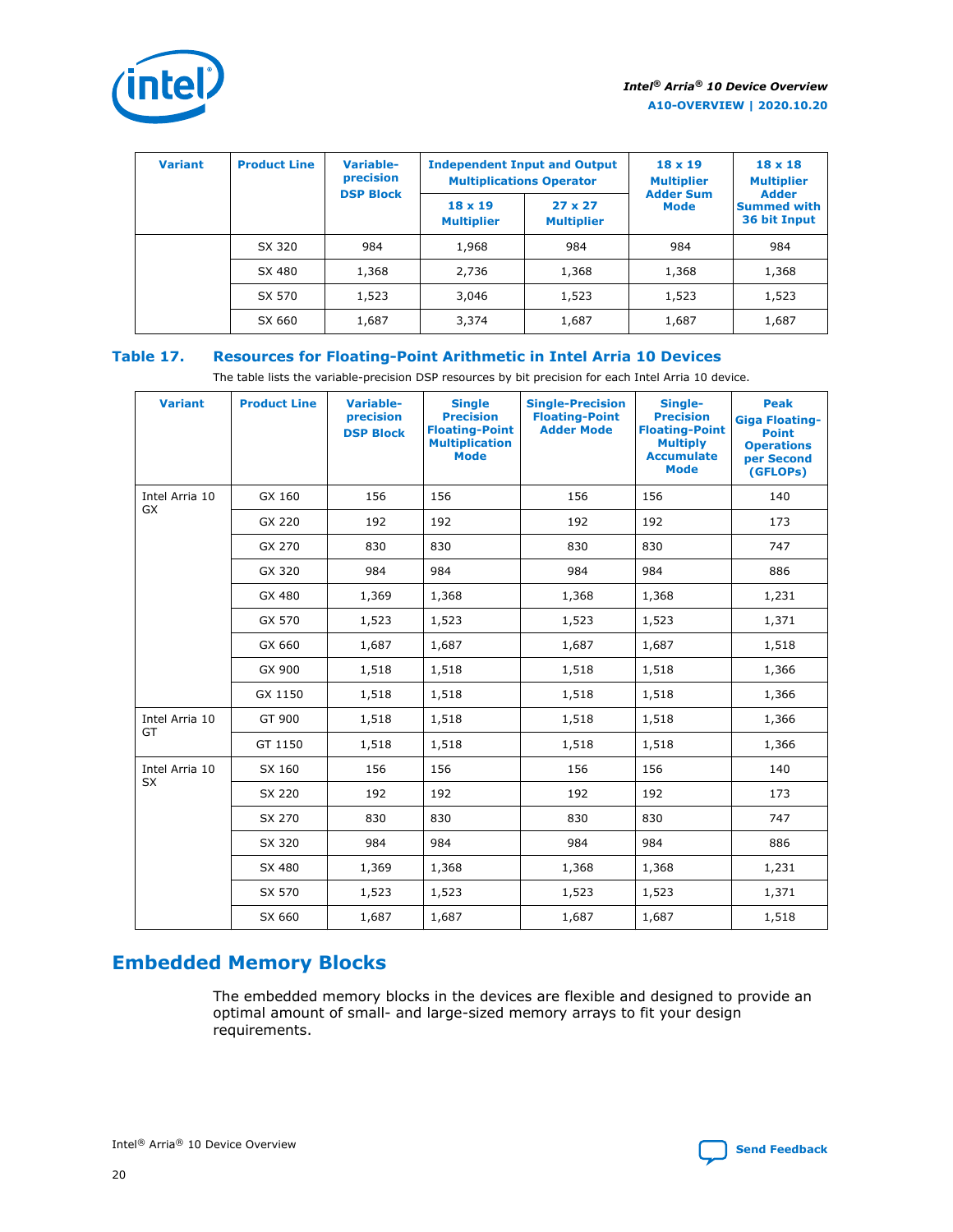| Variant | Product Line | Variable-precision DSP Block | Independent Input and Output Multiplications Operator | | 18 x 19 Multiplier Adder Sum Mode | 18 x 18 Multiplier Adder Summed with 36 bit Input |
|---|---|---|---|---|---|---|
| | | | 18 x 19 Multiplier | 27 x 27 Multiplier | | |
| | SX 320 | 984 | 1,968 | 984 | 984 | 984 |
| | SX 480 | 1,368 | 2,736 | 1,368 | 1,368 | 1,368 |
| | SX 570 | 1,523 | 3,046 | 1,523 | 1,523 | 1,523 |
| | SX 660 | 1,687 | 3,374 | 1,687 | 1,687 | 1,687 |

**Table 17. Resources for Floating-Point Arithmetic in Intel Arria 10 Devices**

The table lists the variable-precision DSP resources by bit precision for each Intel Arria 10 device.

| Variant | Product Line | Variable-precision DSP Block | Single Precision Floating-Point Multiplication Mode | Single-Precision Floating-Point Adder Mode | Single-Precision Floating-Point Multiply Accumulate Mode | Peak Giga Floating-Point Operations per Second (GFLOPs) |
|---|---|---|---|---|---|---|
| Intel Arria 10 GX | GX 160 | 156 | 156 | 156 | 156 | 140 |
| | GX 220 | 192 | 192 | 192 | 192 | 173 |
| | GX 270 | 830 | 830 | 830 | 830 | 747 |
| | GX 320 | 984 | 984 | 984 | 984 | 886 |
| | GX 480 | 1,369 | 1,368 | 1,368 | 1,368 | 1,231 |
| | GX 570 | 1,523 | 1,523 | 1,523 | 1,523 | 1,371 |
| | GX 660 | 1,687 | 1,687 | 1,687 | 1,687 | 1,518 |
| | GX 900 | 1,518 | 1,518 | 1,518 | 1,518 | 1,366 |
| | GX 1150 | 1,518 | 1,518 | 1,518 | 1,518 | 1,366 |
| Intel Arria 10 GT | GT 900 | 1,518 | 1,518 | 1,518 | 1,518 | 1,366 |
| | GT 1150 | 1,518 | 1,518 | 1,518 | 1,518 | 1,366 |
| Intel Arria 10 SX | SX 160 | 156 | 156 | 156 | 156 | 140 |
| | SX 220 | 192 | 192 | 192 | 192 | 173 |
| | SX 270 | 830 | 830 | 830 | 830 | 747 |
| | SX 320 | 984 | 984 | 984 | 984 | 886 |
| | SX 480 | 1,369 | 1,368 | 1,368 | 1,368 | 1,231 |
| | SX 570 | 1,523 | 1,523 | 1,523 | 1,523 | 1,371 |
| | SX 660 | 1,687 | 1,687 | 1,687 | 1,687 | 1,518 |

## Embedded Memory Blocks

The embedded memory blocks in the devices are flexible and designed to provide an optimal amount of small- and large-sized memory arrays to fit your design requirements.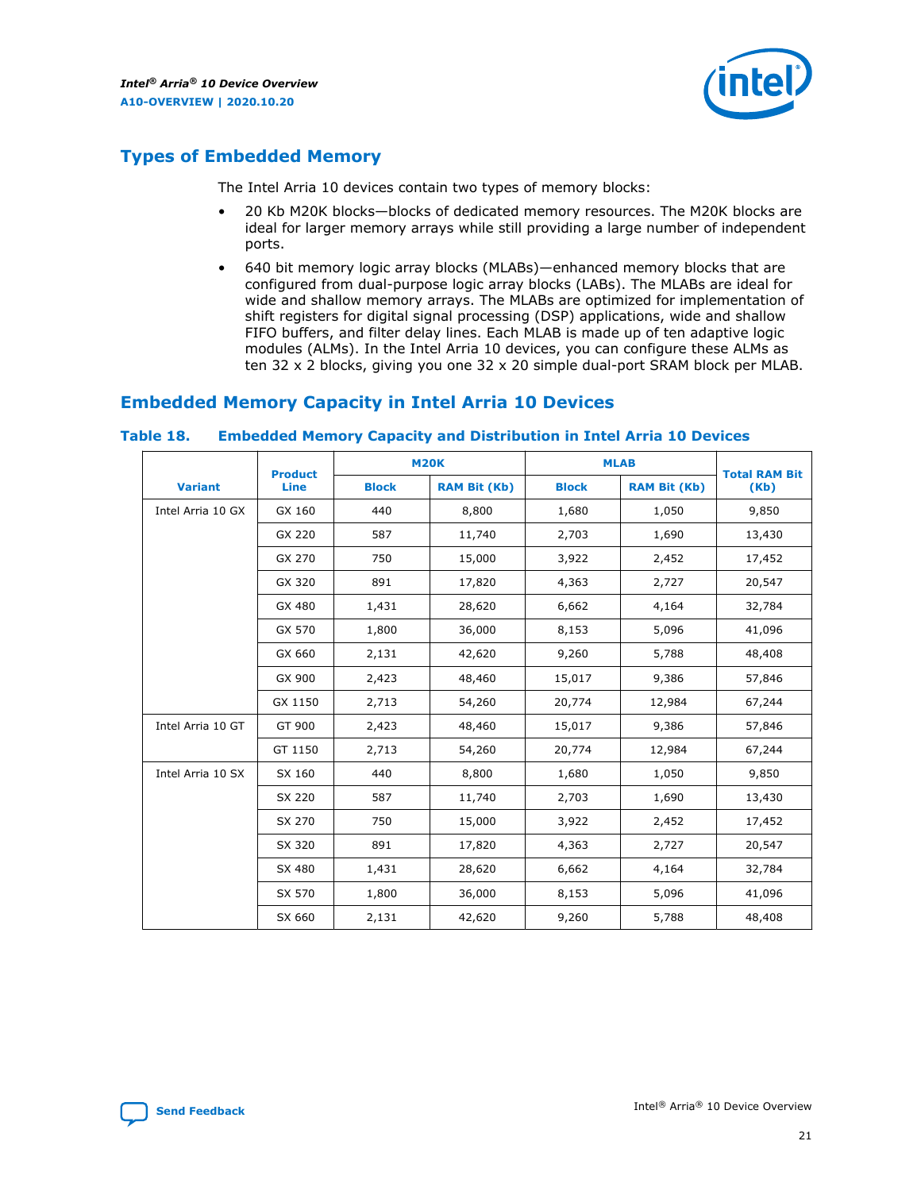## Types of Embedded Memory

The Intel Arria 10 devices contain two types of memory blocks:

- 20 Kb M20K blocks—blocks of dedicated memory resources. The M20K blocks are ideal for larger memory arrays while still providing a large number of independent ports.
- 640 bit memory logic array blocks (MLABs)—enhanced memory blocks that are configured from dual-purpose logic array blocks (LABs). The MLABs are ideal for wide and shallow memory arrays. The MLABs are optimized for implementation of shift registers for digital signal processing (DSP) applications, wide and shallow FIFO buffers, and filter delay lines. Each MLAB is made up of ten adaptive logic modules (ALMs). In the Intel Arria 10 devices, you can configure these ALMs as ten 32 x 2 blocks, giving you one 32 x 20 simple dual-port SRAM block per MLAB.

## Embedded Memory Capacity in Intel Arria 10 Devices

**Table 18. Embedded Memory Capacity and Distribution in Intel Arria 10 Devices**

| Variant | Product Line | M20K | | MLAB | | Total RAM Bit (Kb) |
|---|---|---|---|---|---|---|
| | | Block | RAM Bit (Kb) | Block | RAM Bit (Kb) | |
| Intel Arria 10 GX | GX 160 | 440 | 8,800 | 1,680 | 1,050 | 9,850 |
| | GX 220 | 587 | 11,740 | 2,703 | 1,690 | 13,430 |
| | GX 270 | 750 | 15,000 | 3,922 | 2,452 | 17,452 |
| | GX 320 | 891 | 17,820 | 4,363 | 2,727 | 20,547 |
| | GX 480 | 1,431 | 28,620 | 6,662 | 4,164 | 32,784 |
| | GX 570 | 1,800 | 36,000 | 8,153 | 5,096 | 41,096 |
| | GX 660 | 2,131 | 42,620 | 9,260 | 5,788 | 48,408 |
| | GX 900 | 2,423 | 48,460 | 15,017 | 9,386 | 57,846 |
| | GX 1150 | 2,713 | 54,260 | 20,774 | 12,984 | 67,244 |
| Intel Arria 10 GT | GT 900 | 2,423 | 48,460 | 15,017 | 9,386 | 57,846 |
| | GT 1150 | 2,713 | 54,260 | 20,774 | 12,984 | 67,244 |
| Intel Arria 10 SX | SX 160 | 440 | 8,800 | 1,680 | 1,050 | 9,850 |
| | SX 220 | 587 | 11,740 | 2,703 | 1,690 | 13,430 |
| | SX 270 | 750 | 15,000 | 3,922 | 2,452 | 17,452 |
| | SX 320 | 891 | 17,820 | 4,363 | 2,727 | 20,547 |
| | SX 480 | 1,431 | 28,620 | 6,662 | 4,164 | 32,784 |
| | SX 570 | 1,800 | 36,000 | 8,153 | 5,096 | 41,096 |
| | SX 660 | 2,131 | 42,620 | 9,260 | 5,788 | 48,408 |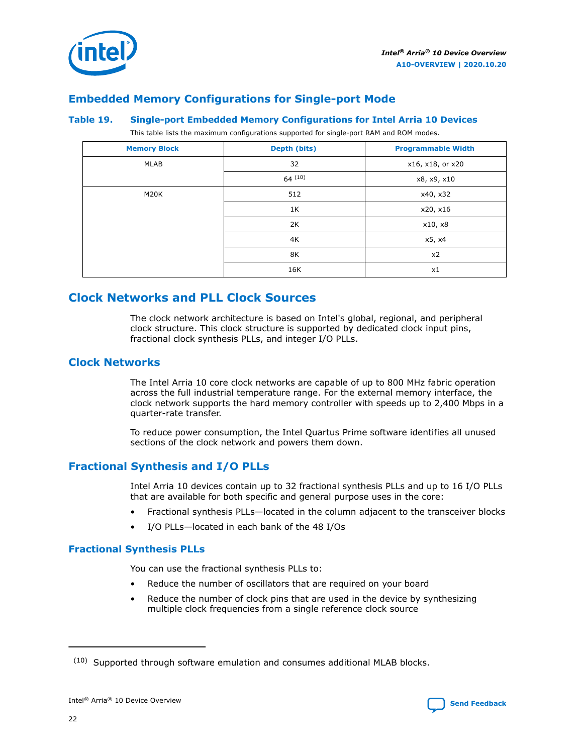## Embedded Memory Configurations for Single-port Mode

**Table 19. Single-port Embedded Memory Configurations for Intel Arria 10 Devices**

This table lists the maximum configurations supported for single-port RAM and ROM modes.

| Memory Block | Depth (bits) | Programmable Width |
|---|---|---|
| MLAB | 32 | x16, x18, or x20 |
| | 64 [10] | x8, x9, x10 |
| M20K | 512 | x40, x32 |
| | 1K | x20, x16 |
| | 2K | x10, x8 |
| | 4K | x5, x4 |
| | 8K | x2 |
| | 16K | x1 |

# Clock Networks and PLL Clock Sources

The clock network architecture is based on Intel's global, regional, and peripheral clock structure. This clock structure is supported by dedicated clock input pins, fractional clock synthesis PLLs, and integer I/O PLLs.

## Clock Networks

The Intel Arria 10 core clock networks are capable of up to 800 MHz fabric operation across the full industrial temperature range. For the external memory interface, the clock network supports the hard memory controller with speeds up to 2,400 Mbps in a quarter-rate transfer.

To reduce power consumption, the Intel Quartus Prime software identifies all unused sections of the clock network and powers them down.

## Fractional Synthesis and I/O PLLs

Intel Arria 10 devices contain up to 32 fractional synthesis PLLs and up to 16 I/O PLLs that are available for both specific and general purpose uses in the core:

- Fractional synthesis PLLs—located in the column adjacent to the transceiver blocks
- I/O PLLs—located in each bank of the 48 I/Os

### Fractional Synthesis PLLs

You can use the fractional synthesis PLLs to:

- Reduce the number of oscillators that are required on your board
- Reduce the number of clock pins that are used in the device by synthesizing multiple clock frequencies from a single reference clock source

[10] Supported through software emulation and consumes additional MLAB blocks.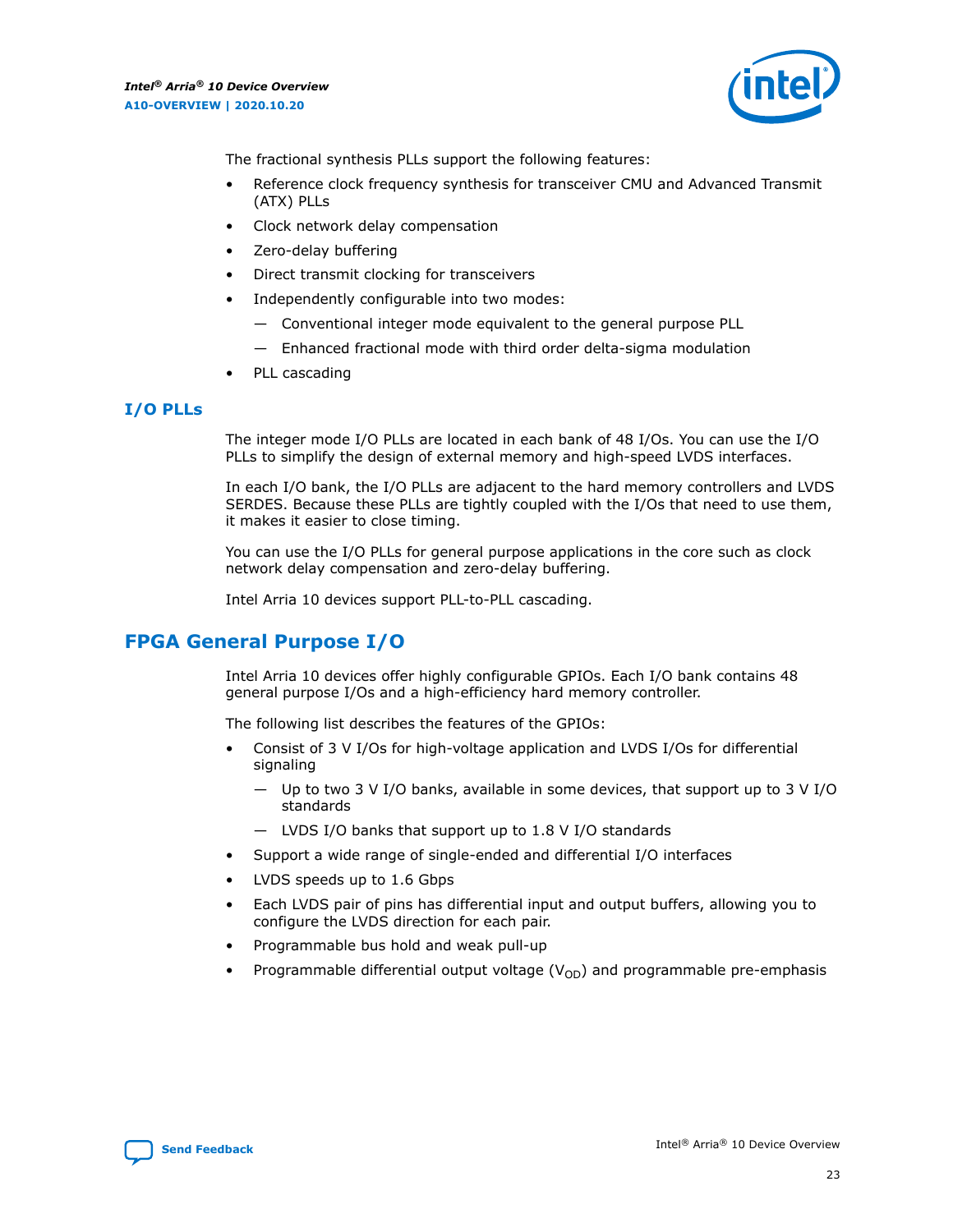The fractional synthesis PLLs support the following features:

- Reference clock frequency synthesis for transceiver CMU and Advanced Transmit (ATX) PLLs
- Clock network delay compensation
- Zero-delay buffering
- Direct transmit clocking for transceivers
- Independently configurable into two modes:
  - Conventional integer mode equivalent to the general purpose PLL
  - Enhanced fractional mode with third order delta-sigma modulation
- PLL cascading

### I/O PLLs

The integer mode I/O PLLs are located in each bank of 48 I/Os. You can use the I/O PLLs to simplify the design of external memory and high-speed LVDS interfaces.

In each I/O bank, the I/O PLLs are adjacent to the hard memory controllers and LVDS SERDES. Because these PLLs are tightly coupled with the I/Os that need to use them, it makes it easier to close timing.

You can use the I/O PLLs for general purpose applications in the core such as clock network delay compensation and zero-delay buffering.

Intel Arria 10 devices support PLL-to-PLL cascading.

## FPGA General Purpose I/O

Intel Arria 10 devices offer highly configurable GPIOs. Each I/O bank contains 48 general purpose I/Os and a high-efficiency hard memory controller.

The following list describes the features of the GPIOs:

- Consist of 3 V I/Os for high-voltage application and LVDS I/Os for differential signaling
  - Up to two 3 V I/O banks, available in some devices, that support up to 3 V I/O standards
  - LVDS I/O banks that support up to 1.8 V I/O standards
- Support a wide range of single-ended and differential I/O interfaces
- LVDS speeds up to 1.6 Gbps
- Each LVDS pair of pins has differential input and output buffers, allowing you to configure the LVDS direction for each pair.
- Programmable bus hold and weak pull-up
- Programmable differential output voltage ($V_{OD}$) and programmable pre-emphasis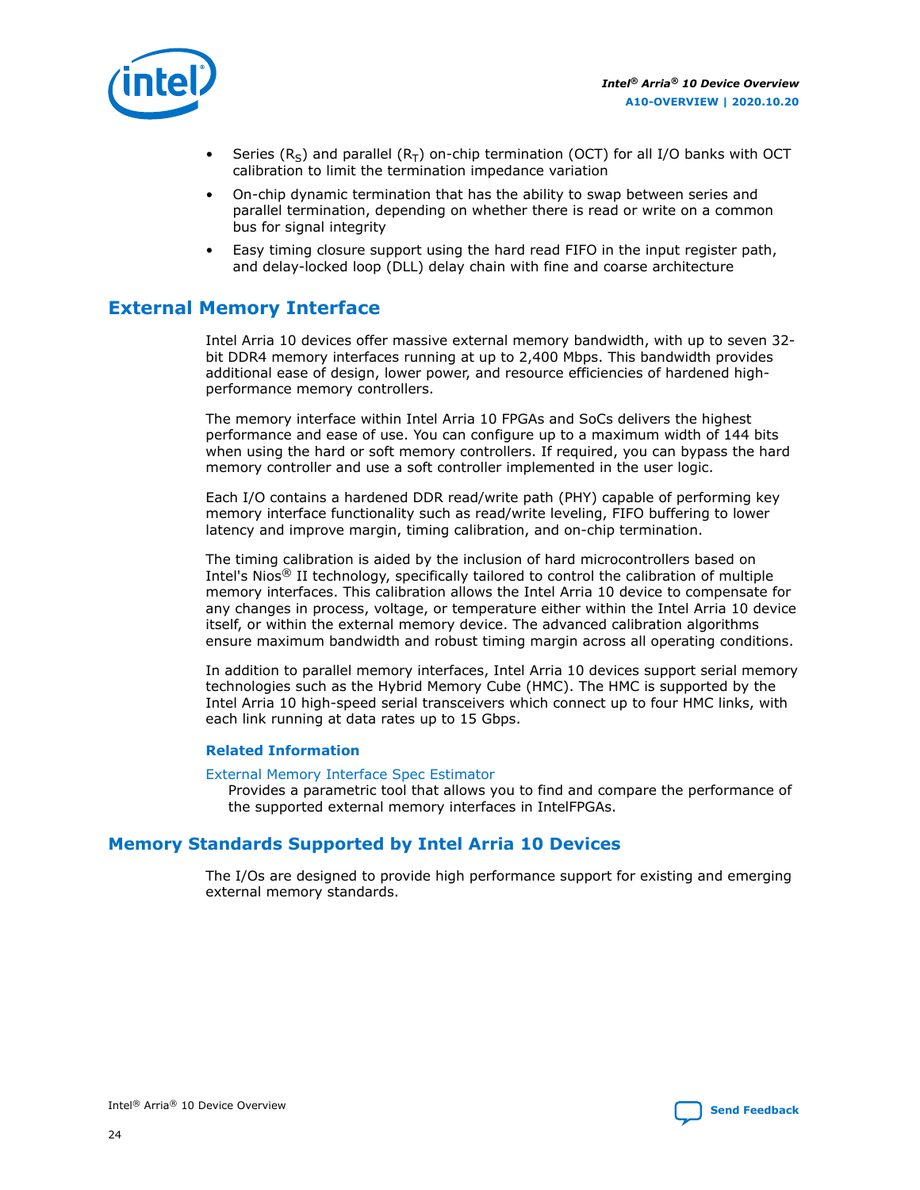- Series ($R_S$) and parallel ($R_T$) on-chip termination (OCT) for all I/O banks with OCT calibration to limit the termination impedance variation
- On-chip dynamic termination that has the ability to swap between series and parallel termination, depending on whether there is read or write on a common bus for signal integrity
- Easy timing closure support using the hard read FIFO in the input register path, and delay-locked loop (DLL) delay chain with fine and coarse architecture

## External Memory Interface

Intel Arria 10 devices offer massive external memory bandwidth, with up to seven 32-bit DDR4 memory interfaces running at up to 2,400 Mbps. This bandwidth provides additional ease of design, lower power, and resource efficiencies of hardened high-performance memory controllers.

The memory interface within Intel Arria 10 FPGAs and SoCs delivers the highest performance and ease of use. You can configure up to a maximum width of 144 bits when using the hard or soft memory controllers. If required, you can bypass the hard memory controller and use a soft controller implemented in the user logic.

Each I/O contains a hardened DDR read/write path (PHY) capable of performing key memory interface functionality such as read/write leveling, FIFO buffering to lower latency and improve margin, timing calibration, and on-chip termination.

The timing calibration is aided by the inclusion of hard microcontrollers based on Intel's Nios® II technology, specifically tailored to control the calibration of multiple memory interfaces. This calibration allows the Intel Arria 10 device to compensate for any changes in process, voltage, or temperature either within the Intel Arria 10 device itself, or within the external memory device. The advanced calibration algorithms ensure maximum bandwidth and robust timing margin across all operating conditions.

In addition to parallel memory interfaces, Intel Arria 10 devices support serial memory technologies such as the Hybrid Memory Cube (HMC). The HMC is supported by the Intel Arria 10 high-speed serial transceivers which connect up to four HMC links, with each link running at data rates up to 15 Gbps.

### Related Information

External Memory Interface Spec Estimator
: Provides a parametric tool that allows you to find and compare the performance of the supported external memory interfaces in IntelFPGAs.

## Memory Standards Supported by Intel Arria 10 Devices

The I/Os are designed to provide high performance support for existing and emerging external memory standards.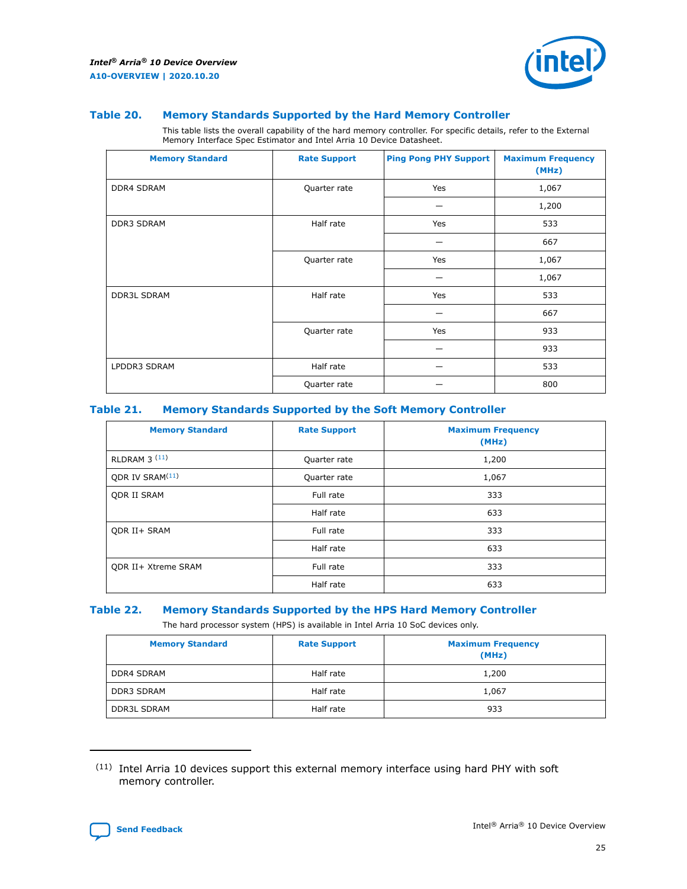#### Table 20. Memory Standards Supported by the Hard Memory Controller

This table lists the overall capability of the hard memory controller. For specific details, refer to the External Memory Interface Spec Estimator and Intel Arria 10 Device Datasheet.

| Memory Standard | Rate Support | Ping Pong PHY Support | Maximum Frequency (MHz) |
|---|---|---|---|
| DDR4 SDRAM | Quarter rate | Yes | 1,067 |
| | | — | 1,200 |
| DDR3 SDRAM | Half rate | Yes | 533 |
| | | — | 667 |
| | Quarter rate | Yes | 1,067 |
| | | — | 1,067 |
| DDR3L SDRAM | Half rate | Yes | 533 |
| | | — | 667 |
| | Quarter rate | Yes | 933 |
| | | — | 933 |
| LPDDR3 SDRAM | Half rate | — | 533 |
| | Quarter rate | — | 800 |

#### Table 21. Memory Standards Supported by the Soft Memory Controller

| Memory Standard | Rate Support | Maximum Frequency (MHz) |
|---|---|---|
| RLDRAM 3 [(11)] | Quarter rate | 1,200 |
| QDR IV SRAM[(11)] | Quarter rate | 1,067 |
| QDR II SRAM | Full rate | 333 |
| | Half rate | 633 |
| QDR II+ SRAM | Full rate | 333 |
| | Half rate | 633 |
| QDR II+ Xtreme SRAM | Full rate | 333 |
| | Half rate | 633 |

#### Table 22. Memory Standards Supported by the HPS Hard Memory Controller

The hard processor system (HPS) is available in Intel Arria 10 SoC devices only.

| Memory Standard | Rate Support | Maximum Frequency (MHz) |
|---|---|---|
| DDR4 SDRAM | Half rate | 1,200 |
| DDR3 SDRAM | Half rate | 1,067 |
| DDR3L SDRAM | Half rate | 933 |

---

(11) Intel Arria 10 devices support this external memory interface using hard PHY with soft memory controller.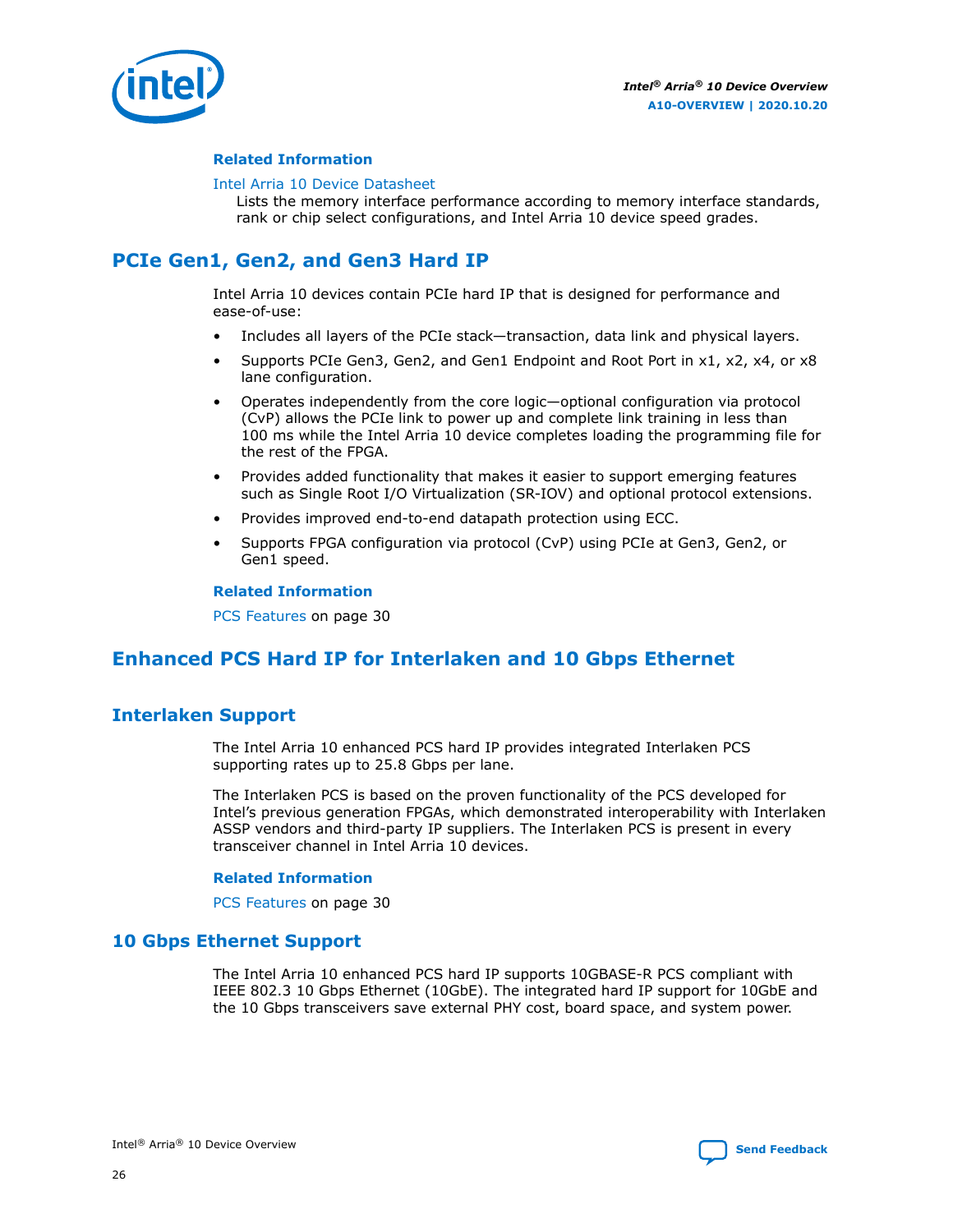#### Related Information

Intel Arria 10 Device Datasheet
Lists the memory interface performance according to memory interface standards, rank or chip select configurations, and Intel Arria 10 device speed grades.

## PCIe Gen1, Gen2, and Gen3 Hard IP

Intel Arria 10 devices contain PCIe hard IP that is designed for performance and ease-of-use:

- Includes all layers of the PCIe stack—transaction, data link and physical layers.
- Supports PCIe Gen3, Gen2, and Gen1 Endpoint and Root Port in x1, x2, x4, or x8 lane configuration.
- Operates independently from the core logic—optional configuration via protocol (CvP) allows the PCIe link to power up and complete link training in less than 100 ms while the Intel Arria 10 device completes loading the programming file for the rest of the FPGA.
- Provides added functionality that makes it easier to support emerging features such as Single Root I/O Virtualization (SR-IOV) and optional protocol extensions.
- Provides improved end-to-end datapath protection using ECC.
- Supports FPGA configuration via protocol (CvP) using PCIe at Gen3, Gen2, or Gen1 speed.

#### Related Information

PCS Features on page 30

## Enhanced PCS Hard IP for Interlaken and 10 Gbps Ethernet

### Interlaken Support

The Intel Arria 10 enhanced PCS hard IP provides integrated Interlaken PCS supporting rates up to 25.8 Gbps per lane.

The Interlaken PCS is based on the proven functionality of the PCS developed for Intel's previous generation FPGAs, which demonstrated interoperability with Interlaken ASSP vendors and third-party IP suppliers. The Interlaken PCS is present in every transceiver channel in Intel Arria 10 devices.

#### Related Information

PCS Features on page 30

### 10 Gbps Ethernet Support

The Intel Arria 10 enhanced PCS hard IP supports 10GBASE-R PCS compliant with IEEE 802.3 10 Gbps Ethernet (10GbE). The integrated hard IP support for 10GbE and the 10 Gbps transceivers save external PHY cost, board space, and system power.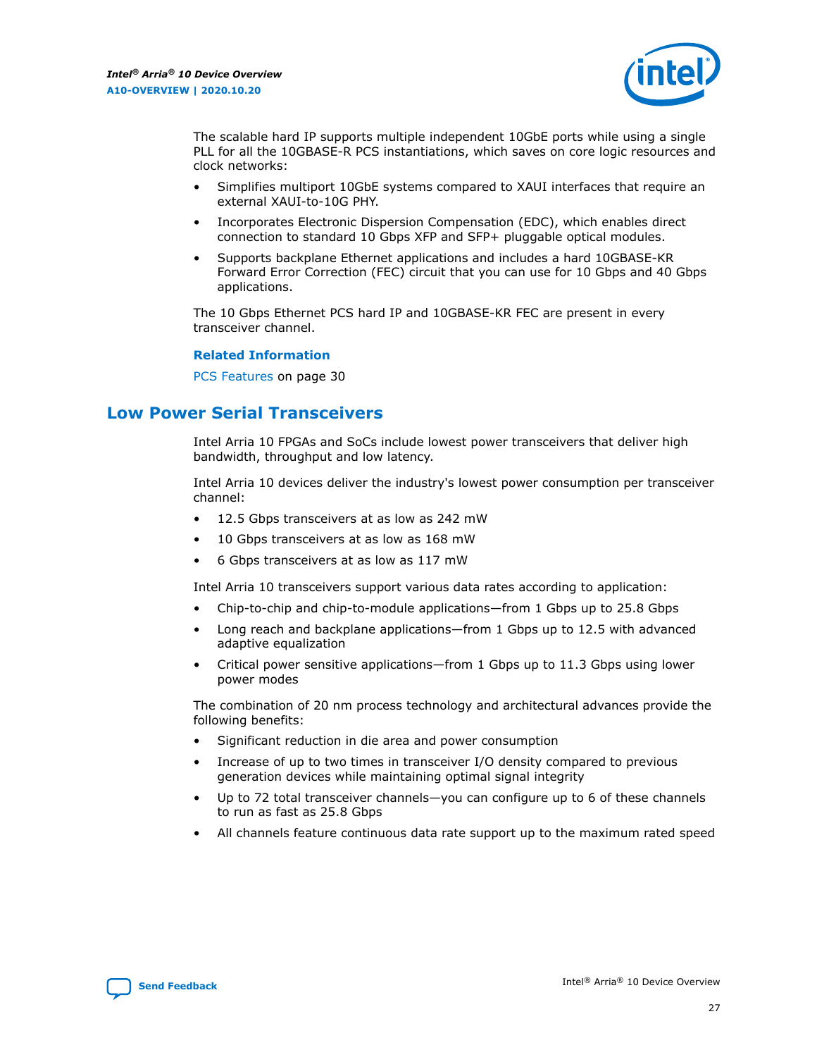The scalable hard IP supports multiple independent 10GbE ports while using a single PLL for all the 10GBASE-R PCS instantiations, which saves on core logic resources and clock networks:

- Simplifies multiport 10GbE systems compared to XAUI interfaces that require an external XAUI-to-10G PHY.
- Incorporates Electronic Dispersion Compensation (EDC), which enables direct connection to standard 10 Gbps XFP and SFP+ pluggable optical modules.
- Supports backplane Ethernet applications and includes a hard 10GBASE-KR Forward Error Correction (FEC) circuit that you can use for 10 Gbps and 40 Gbps applications.

The 10 Gbps Ethernet PCS hard IP and 10GBASE-KR FEC are present in every transceiver channel.

**Related Information**

PCS Features on page 30

## Low Power Serial Transceivers

Intel Arria 10 FPGAs and SoCs include lowest power transceivers that deliver high bandwidth, throughput and low latency.

Intel Arria 10 devices deliver the industry's lowest power consumption per transceiver channel:

- 12.5 Gbps transceivers at as low as 242 mW
- 10 Gbps transceivers at as low as 168 mW
- 6 Gbps transceivers at as low as 117 mW

Intel Arria 10 transceivers support various data rates according to application:

- Chip-to-chip and chip-to-module applications—from 1 Gbps up to 25.8 Gbps
- Long reach and backplane applications—from 1 Gbps up to 12.5 with advanced adaptive equalization
- Critical power sensitive applications—from 1 Gbps up to 11.3 Gbps using lower power modes

The combination of 20 nm process technology and architectural advances provide the following benefits:

- Significant reduction in die area and power consumption
- Increase of up to two times in transceiver I/O density compared to previous generation devices while maintaining optimal signal integrity
- Up to 72 total transceiver channels—you can configure up to 6 of these channels to run as fast as 25.8 Gbps
- All channels feature continuous data rate support up to the maximum rated speed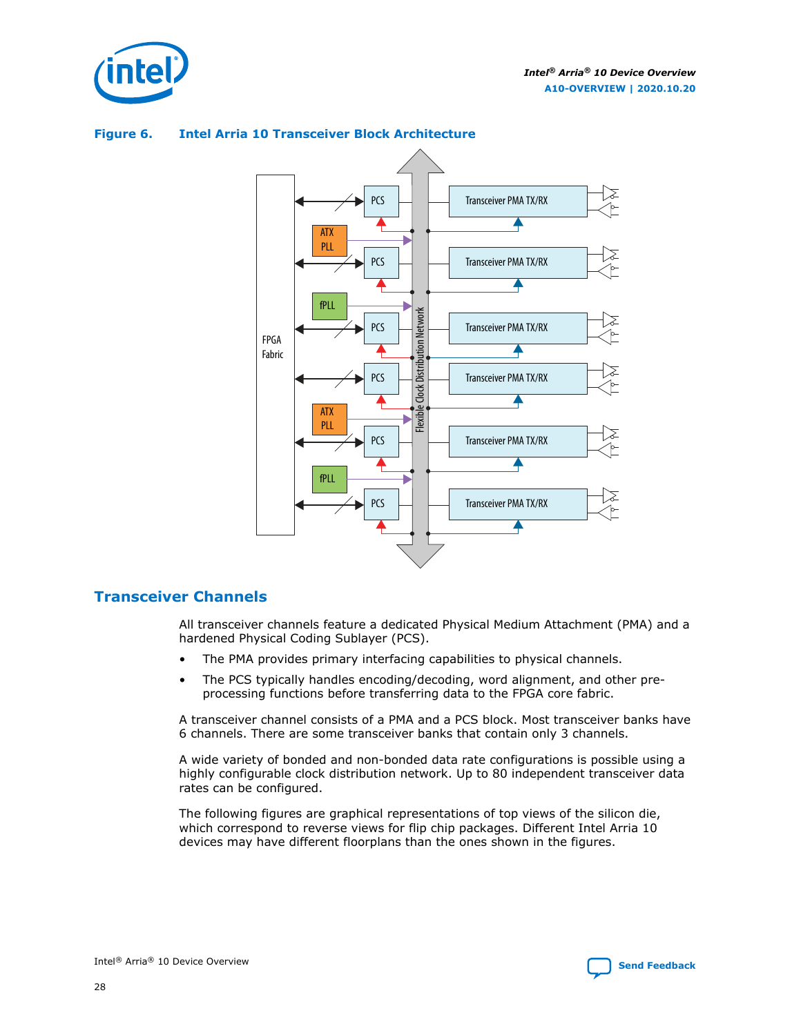**Figure 6. Intel Arria 10 Transceiver Block Architecture**

## Transceiver Channels

All transceiver channels feature a dedicated Physical Medium Attachment (PMA) and a hardened Physical Coding Sublayer (PCS).

- The PMA provides primary interfacing capabilities to physical channels.
- The PCS typically handles encoding/decoding, word alignment, and other pre-processing functions before transferring data to the FPGA core fabric.

A transceiver channel consists of a PMA and a PCS block. Most transceiver banks have 6 channels. There are some transceiver banks that contain only 3 channels.

A wide variety of bonded and non-bonded data rate configurations is possible using a highly configurable clock distribution network. Up to 80 independent transceiver data rates can be configured.

The following figures are graphical representations of top views of the silicon die, which correspond to reverse views for flip chip packages. Different Intel Arria 10 devices may have different floorplans than the ones shown in the figures.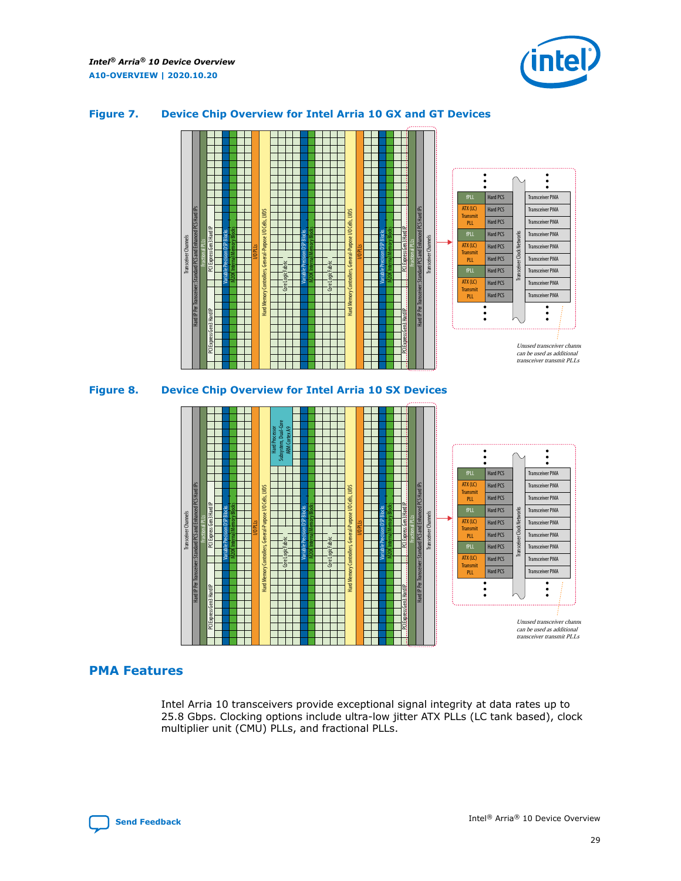### Figure 7. Device Chip Overview for Intel Arria 10 GX and GT Devices

### Figure 8. Device Chip Overview for Intel Arria 10 SX Devices

## PMA Features

Intel Arria 10 transceivers provide exceptional signal integrity at data rates up to 25.8 Gbps. Clocking options include ultra-low jitter ATX PLLs (LC tank based), clock multiplier unit (CMU) PLLs, and fractional PLLs.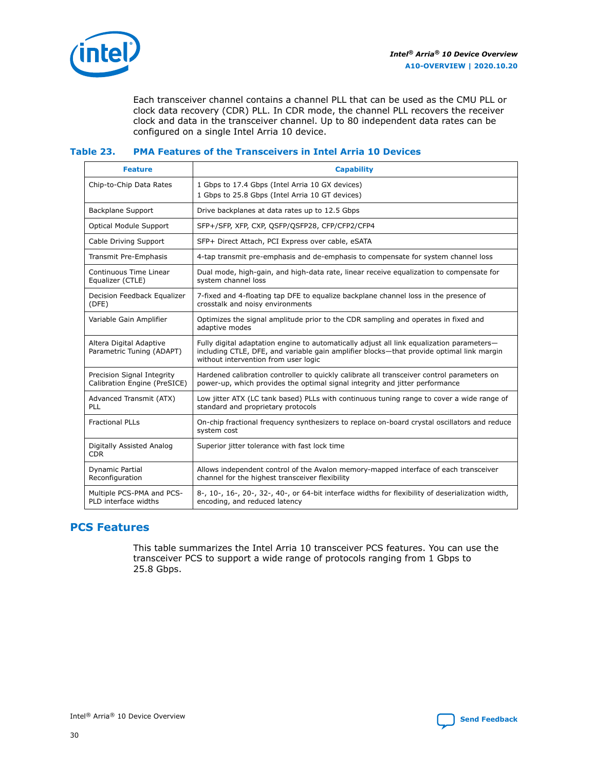Each transceiver channel contains a channel PLL that can be used as the CMU PLL or clock data recovery (CDR) PLL. In CDR mode, the channel PLL recovers the receiver clock and data in the transceiver channel. Up to 80 independent data rates can be configured on a single Intel Arria 10 device.

**Table 23. PMA Features of the Transceivers in Intel Arria 10 Devices**

| Feature | Capability |
|---|---|
| Chip-to-Chip Data Rates | 1 Gbps to 17.4 Gbps (Intel Arria 10 GX devices)<br>1 Gbps to 25.8 Gbps (Intel Arria 10 GT devices) |
| Backplane Support | Drive backplanes at data rates up to 12.5 Gbps |
| Optical Module Support | SFP+/SFP, XFP, CXP, QSFP/QSFP28, CFP/CFP2/CFP4 |
| Cable Driving Support | SFP+ Direct Attach, PCI Express over cable, eSATA |
| Transmit Pre-Emphasis | 4-tap transmit pre-emphasis and de-emphasis to compensate for system channel loss |
| Continuous Time Linear Equalizer (CTLE) | Dual mode, high-gain, and high-data rate, linear receive equalization to compensate for system channel loss |
| Decision Feedback Equalizer (DFE) | 7-fixed and 4-floating tap DFE to equalize backplane channel loss in the presence of crosstalk and noisy environments |
| Variable Gain Amplifier | Optimizes the signal amplitude prior to the CDR sampling and operates in fixed and adaptive modes |
| Altera Digital Adaptive Parametric Tuning (ADAPT) | Fully digital adaptation engine to automatically adjust all link equalization parameters—including CTLE, DFE, and variable gain amplifier blocks—that provide optimal link margin without intervention from user logic |
| Precision Signal Integrity Calibration Engine (PreSICE) | Hardened calibration controller to quickly calibrate all transceiver control parameters on power-up, which provides the optimal signal integrity and jitter performance |
| Advanced Transmit (ATX) PLL | Low jitter ATX (LC tank based) PLLs with continuous tuning range to cover a wide range of standard and proprietary protocols |
| Fractional PLLs | On-chip fractional frequency synthesizers to replace on-board crystal oscillators and reduce system cost |
| Digitally Assisted Analog CDR | Superior jitter tolerance with fast lock time |
| Dynamic Partial Reconfiguration | Allows independent control of the Avalon memory-mapped interface of each transceiver channel for the highest transceiver flexibility |
| Multiple PCS-PMA and PCS-PLD interface widths | 8-, 10-, 16-, 20-, 32-, 40-, or 64-bit interface widths for flexibility of deserialization width, encoding, and reduced latency |

## PCS Features

This table summarizes the Intel Arria 10 transceiver PCS features. You can use the transceiver PCS to support a wide range of protocols ranging from 1 Gbps to 25.8 Gbps.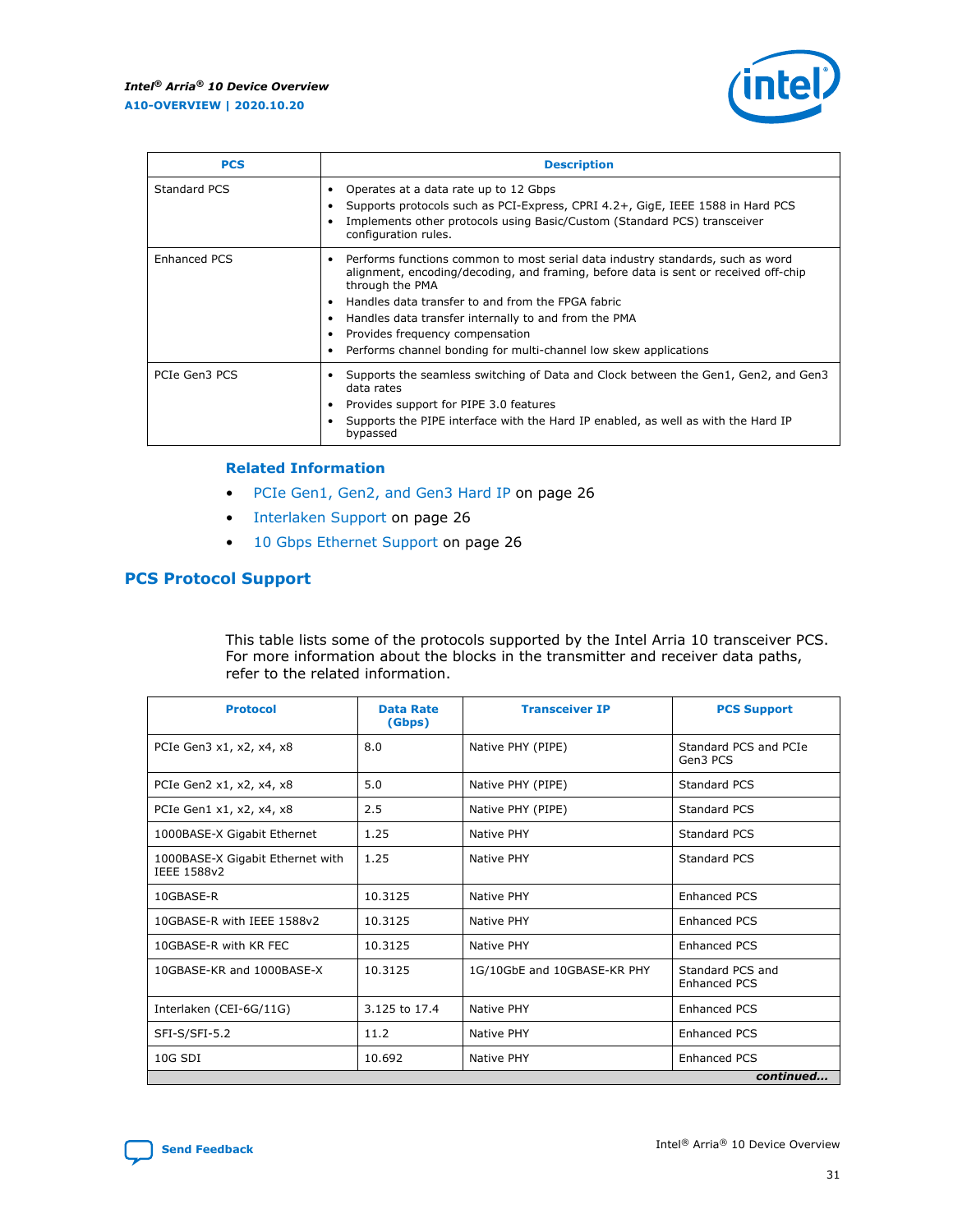| PCS | Description |
|---|---|
| Standard PCS | • Operates at a data rate up to 12 Gbps<br>• Supports protocols such as PCI-Express, CPRI 4.2+, GigE, IEEE 1588 in Hard PCS<br>• Implements other protocols using Basic/Custom (Standard PCS) transceiver configuration rules. |
| Enhanced PCS | • Performs functions common to most serial data industry standards, such as word alignment, encoding/decoding, and framing, before data is sent or received off-chip through the PMA<br>• Handles data transfer to and from the FPGA fabric<br>• Handles data transfer internally to and from the PMA<br>• Provides frequency compensation<br>• Performs channel bonding for multi-channel low skew applications |
| PCIe Gen3 PCS | • Supports the seamless switching of Data and Clock between the Gen1, Gen2, and Gen3 data rates<br>• Provides support for PIPE 3.0 features<br>• Supports the PIPE interface with the Hard IP enabled, as well as with the Hard IP bypassed |

**Related Information**

- PCIe Gen1, Gen2, and Gen3 Hard IP on page 26
- Interlaken Support on page 26
- 10 Gbps Ethernet Support on page 26

## PCS Protocol Support

This table lists some of the protocols supported by the Intel Arria 10 transceiver PCS. For more information about the blocks in the transmitter and receiver data paths, refer to the related information.

| Protocol | Data Rate (Gbps) | Transceiver IP | PCS Support |
|---|---|---|---|
| PCIe Gen3 x1, x2, x4, x8 | 8.0 | Native PHY (PIPE) | Standard PCS and PCIe Gen3 PCS |
| PCIe Gen2 x1, x2, x4, x8 | 5.0 | Native PHY (PIPE) | Standard PCS |
| PCIe Gen1 x1, x2, x4, x8 | 2.5 | Native PHY (PIPE) | Standard PCS |
| 1000BASE-X Gigabit Ethernet | 1.25 | Native PHY | Standard PCS |
| 1000BASE-X Gigabit Ethernet with IEEE 1588v2 | 1.25 | Native PHY | Standard PCS |
| 10GBASE-R | 10.3125 | Native PHY | Enhanced PCS |
| 10GBASE-R with IEEE 1588v2 | 10.3125 | Native PHY | Enhanced PCS |
| 10GBASE-R with KR FEC | 10.3125 | Native PHY | Enhanced PCS |
| 10GBASE-KR and 1000BASE-X | 10.3125 | 1G/10GbE and 10GBASE-KR PHY | Standard PCS and Enhanced PCS |
| Interlaken (CEI-6G/11G) | 3.125 to 17.4 | Native PHY | Enhanced PCS |
| SFI-S/SFI-5.2 | 11.2 | Native PHY | Enhanced PCS |
| 10G SDI | 10.692 | Native PHY | Enhanced PCS |

*continued...*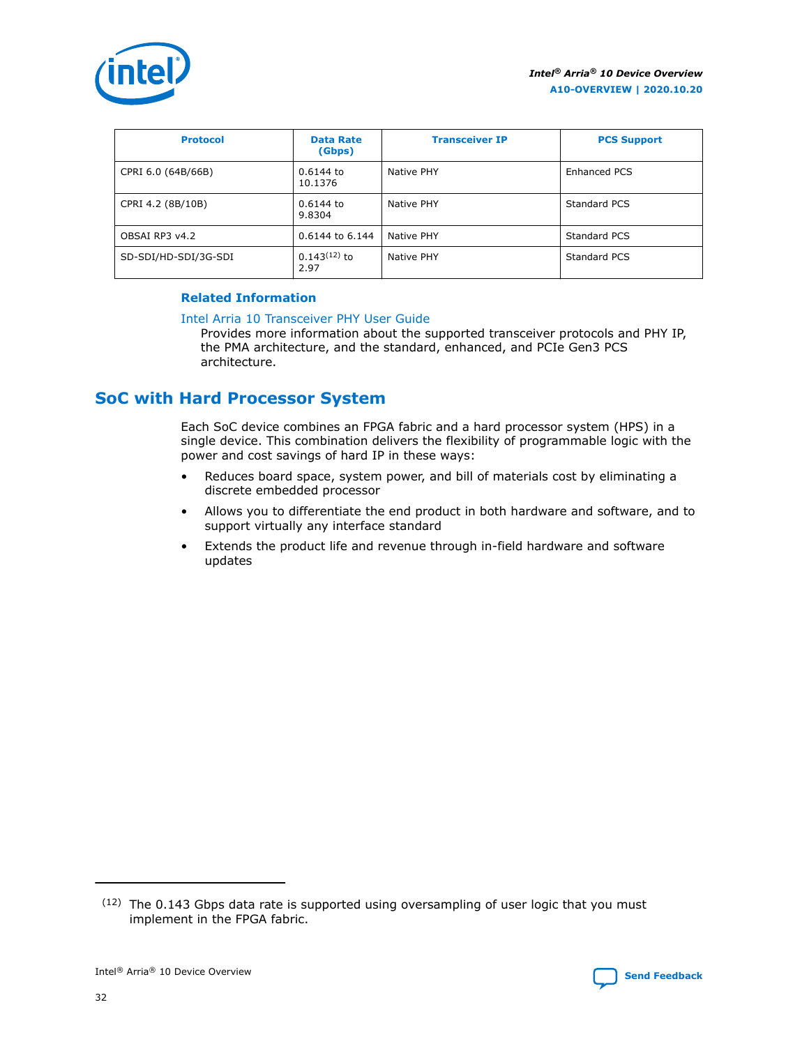| Protocol | Data Rate (Gbps) | Transceiver IP | PCS Support |
| --- | --- | --- | --- |
| CPRI 6.0 (64B/66B) | 0.6144 to 10.1376 | Native PHY | Enhanced PCS |
| CPRI 4.2 (8B/10B) | 0.6144 to 9.8304 | Native PHY | Standard PCS |
| OBSAI RP3 v4.2 | 0.6144 to 6.144 | Native PHY | Standard PCS |
| SD-SDI/HD-SDI/3G-SDI | 0.143[12] to 2.97 | Native PHY | Standard PCS |

**Related Information**

Intel Arria 10 Transceiver PHY User Guide
Provides more information about the supported transceiver protocols and PHY IP, the PMA architecture, and the standard, enhanced, and PCIe Gen3 PCS architecture.

## SoC with Hard Processor System

Each SoC device combines an FPGA fabric and a hard processor system (HPS) in a single device. This combination delivers the flexibility of programmable logic with the power and cost savings of hard IP in these ways:

- Reduces board space, system power, and bill of materials cost by eliminating a discrete embedded processor
- Allows you to differentiate the end product in both hardware and software, and to support virtually any interface standard
- Extends the product life and revenue through in-field hardware and software updates

(12) The 0.143 Gbps data rate is supported using oversampling of user logic that you must implement in the FPGA fabric.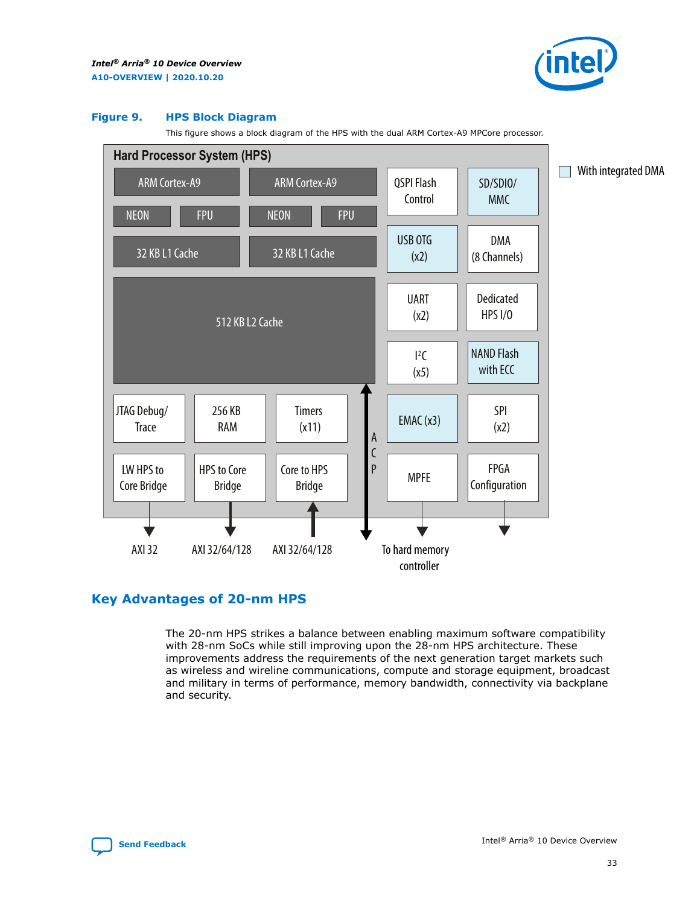**Figure 9. HPS Block Diagram**

This figure shows a block diagram of the HPS with the dual ARM Cortex-A9 MPCore processor.

Hard Processor System (HPS)

ARM Cortex-A9 | ARM Cortex-A9
NEON | FPU | NEON | FPU
32 KB L1 Cache | 32 KB L1 Cache
512 KB L2 Cache

JTAG Debug/Trace | 256 KB RAM | Timers (x11)
LW HPS to Core Bridge | HPS to Core Bridge | Core to HPS Bridge

QSPI Flash Control | SD/SDIO/MMC
USB OTG (x2) | DMA (8 Channels)
UART (x2) | Dedicated HPS I/O
I²C (x5) | NAND Flash with ECC
EMAC (x3) | SPI (x2)
MPFE | FPGA Configuration

ACP

AXI 32 | AXI 32/64/128 | AXI 32/64/128 | To hard memory controller

With integrated DMA

## Key Advantages of 20-nm HPS

The 20-nm HPS strikes a balance between enabling maximum software compatibility with 28-nm SoCs while still improving upon the 28-nm HPS architecture. These improvements address the requirements of the next generation target markets such as wireless and wireline communications, compute and storage equipment, broadcast and military in terms of performance, memory bandwidth, connectivity via backplane and security.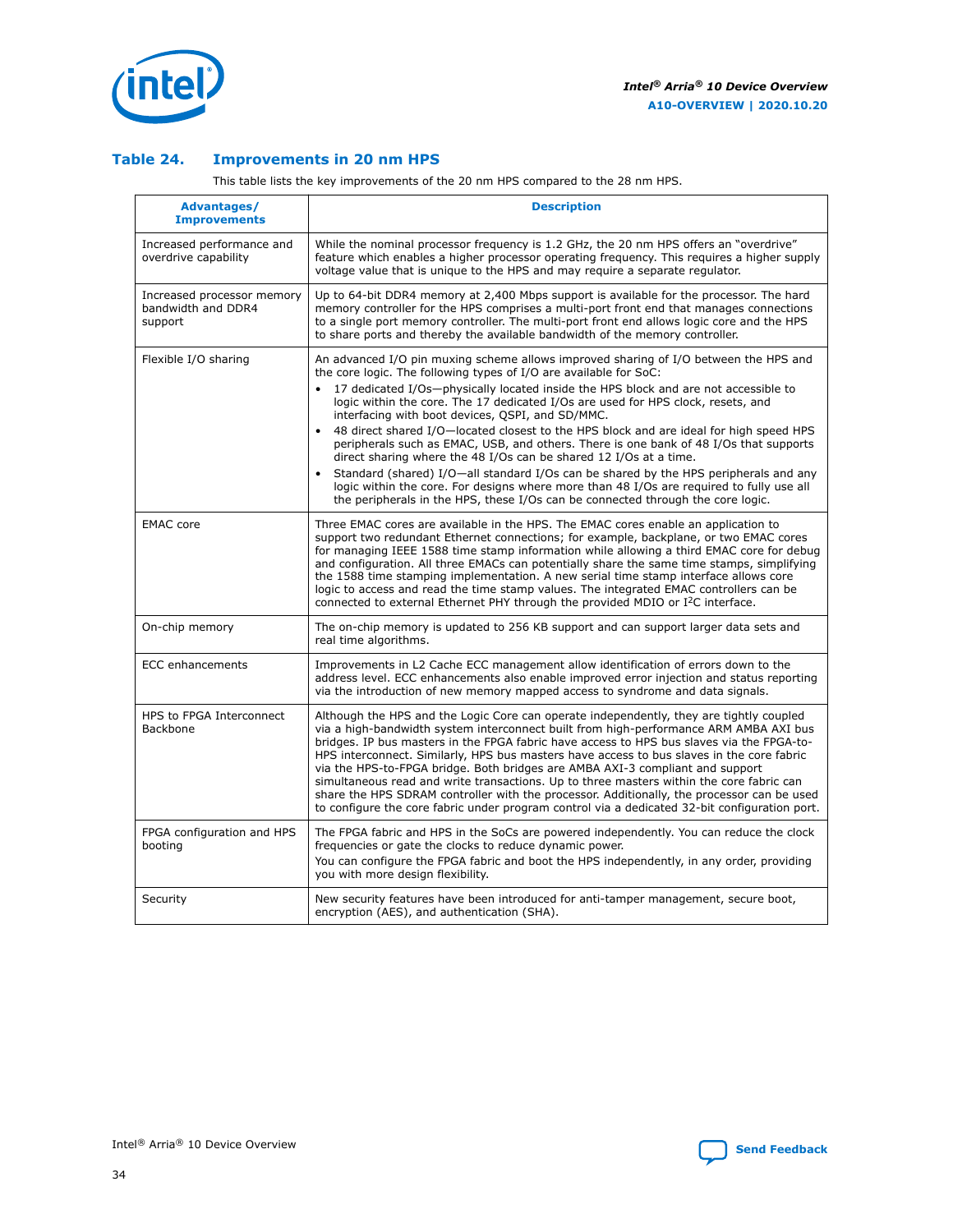## Table 24. Improvements in 20 nm HPS

This table lists the key improvements of the 20 nm HPS compared to the 28 nm HPS.

| Advantages/ Improvements | Description |
|---|---|
| Increased performance and overdrive capability | While the nominal processor frequency is 1.2 GHz, the 20 nm HPS offers an "overdrive" feature which enables a higher processor operating frequency. This requires a higher supply voltage value that is unique to the HPS and may require a separate regulator. |
| Increased processor memory bandwidth and DDR4 support | Up to 64-bit DDR4 memory at 2,400 Mbps support is available for the processor. The hard memory controller for the HPS comprises a multi-port front end that manages connections to a single port memory controller. The multi-port front end allows logic core and the HPS to share ports and thereby the available bandwidth of the memory controller. |
| Flexible I/O sharing | An advanced I/O pin muxing scheme allows improved sharing of I/O between the HPS and the core logic. The following types of I/O are available for SoC:<br>• 17 dedicated I/Os—physically located inside the HPS block and are not accessible to logic within the core. The 17 dedicated I/Os are used for HPS clock, resets, and interfacing with boot devices, QSPI, and SD/MMC.<br>• 48 direct shared I/O—located closest to the HPS block and are ideal for high speed HPS peripherals such as EMAC, USB, and others. There is one bank of 48 I/Os that supports direct sharing where the 48 I/Os can be shared 12 I/Os at a time.<br>• Standard (shared) I/O—all standard I/Os can be shared by the HPS peripherals and any logic within the core. For designs where more than 48 I/Os are required to fully use all the peripherals in the HPS, these I/Os can be connected through the core logic. |
| EMAC core | Three EMAC cores are available in the HPS. The EMAC cores enable an application to support two redundant Ethernet connections; for example, backplane, or two EMAC cores for managing IEEE 1588 time stamp information while allowing a third EMAC core for debug and configuration. All three EMACs can potentially share the same time stamps, simplifying the 1588 time stamping implementation. A new serial time stamp interface allows core logic to access and read the time stamp values. The integrated EMAC controllers can be connected to external Ethernet PHY through the provided MDIO or I²C interface. |
| On-chip memory | The on-chip memory is updated to 256 KB support and can support larger data sets and real time algorithms. |
| ECC enhancements | Improvements in L2 Cache ECC management allow identification of errors down to the address level. ECC enhancements also enable improved error injection and status reporting via the introduction of new memory mapped access to syndrome and data signals. |
| HPS to FPGA Interconnect Backbone | Although the HPS and the Logic Core can operate independently, they are tightly coupled via a high-bandwidth system interconnect built from high-performance ARM AMBA AXI bus bridges. IP bus masters in the FPGA fabric have access to HPS bus slaves via the FPGA-to-HPS interconnect. Similarly, HPS bus masters have access to bus slaves in the core fabric via the HPS-to-FPGA bridge. Both bridges are AMBA AXI-3 compliant and support simultaneous read and write transactions. Up to three masters within the core fabric can share the HPS SDRAM controller with the processor. Additionally, the processor can be used to configure the core fabric under program control via a dedicated 32-bit configuration port. |
| FPGA configuration and HPS booting | The FPGA fabric and HPS in the SoCs are powered independently. You can reduce the clock frequencies or gate the clocks to reduce dynamic power.<br>You can configure the FPGA fabric and boot the HPS independently, in any order, providing you with more design flexibility. |
| Security | New security features have been introduced for anti-tamper management, secure boot, encryption (AES), and authentication (SHA). |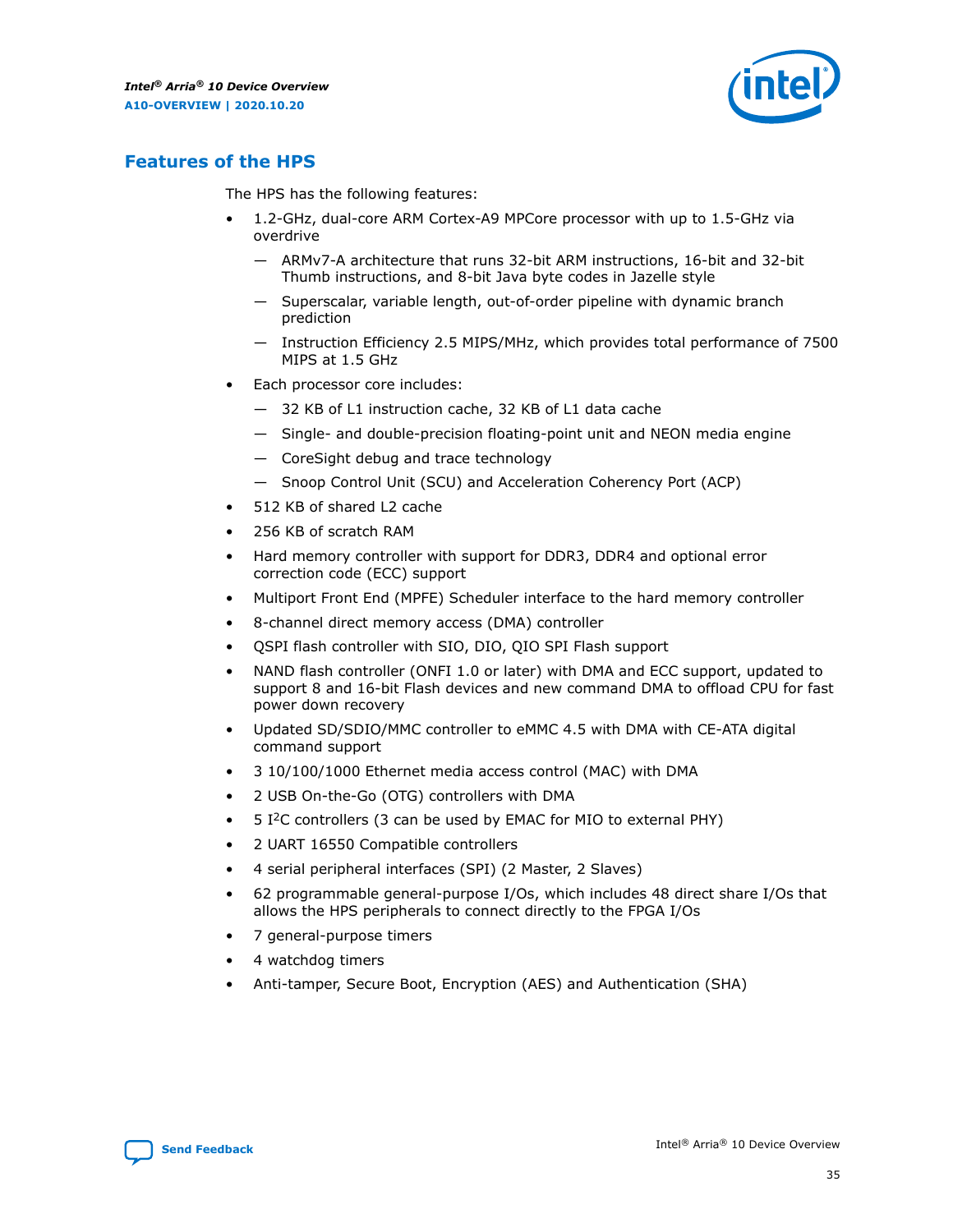## Features of the HPS

The HPS has the following features:

- 1.2-GHz, dual-core ARM Cortex-A9 MPCore processor with up to 1.5-GHz via overdrive
  - ARMv7-A architecture that runs 32-bit ARM instructions, 16-bit and 32-bit Thumb instructions, and 8-bit Java byte codes in Jazelle style
  - Superscalar, variable length, out-of-order pipeline with dynamic branch prediction
  - Instruction Efficiency 2.5 MIPS/MHz, which provides total performance of 7500 MIPS at 1.5 GHz
- Each processor core includes:
  - 32 KB of L1 instruction cache, 32 KB of L1 data cache
  - Single- and double-precision floating-point unit and NEON media engine
  - CoreSight debug and trace technology
  - Snoop Control Unit (SCU) and Acceleration Coherency Port (ACP)
- 512 KB of shared L2 cache
- 256 KB of scratch RAM
- Hard memory controller with support for DDR3, DDR4 and optional error correction code (ECC) support
- Multiport Front End (MPFE) Scheduler interface to the hard memory controller
- 8-channel direct memory access (DMA) controller
- QSPI flash controller with SIO, DIO, QIO SPI Flash support
- NAND flash controller (ONFI 1.0 or later) with DMA and ECC support, updated to support 8 and 16-bit Flash devices and new command DMA to offload CPU for fast power down recovery
- Updated SD/SDIO/MMC controller to eMMC 4.5 with DMA with CE-ATA digital command support
- 3 10/100/1000 Ethernet media access control (MAC) with DMA
- 2 USB On-the-Go (OTG) controllers with DMA
- 5 I²C controllers (3 can be used by EMAC for MIO to external PHY)
- 2 UART 16550 Compatible controllers
- 4 serial peripheral interfaces (SPI) (2 Master, 2 Slaves)
- 62 programmable general-purpose I/Os, which includes 48 direct share I/Os that allows the HPS peripherals to connect directly to the FPGA I/Os
- 7 general-purpose timers
- 4 watchdog timers
- Anti-tamper, Secure Boot, Encryption (AES) and Authentication (SHA)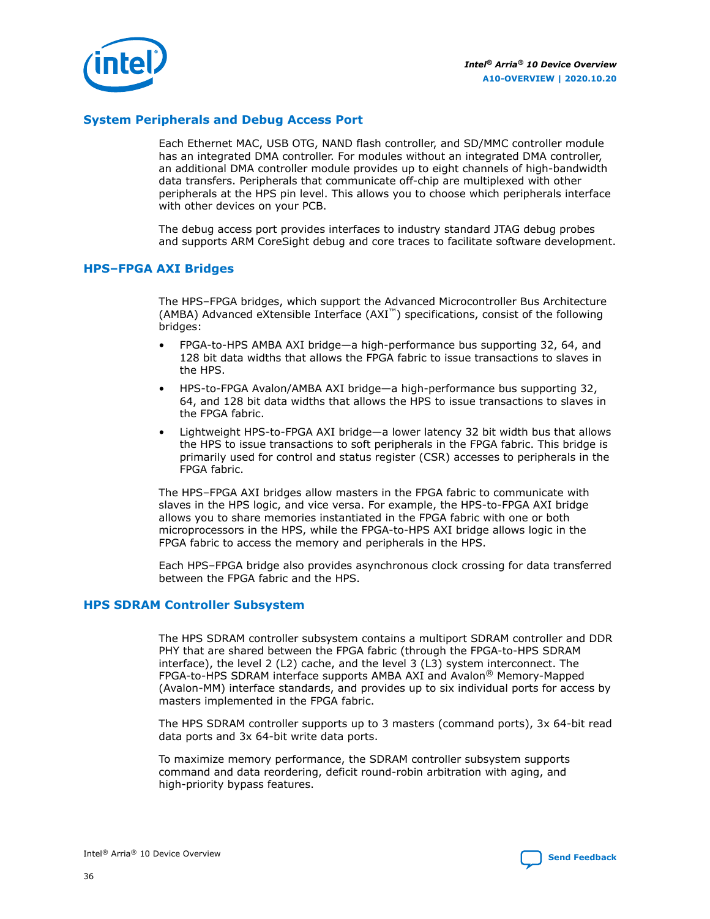## System Peripherals and Debug Access Port

Each Ethernet MAC, USB OTG, NAND flash controller, and SD/MMC controller module has an integrated DMA controller. For modules without an integrated DMA controller, an additional DMA controller module provides up to eight channels of high-bandwidth data transfers. Peripherals that communicate off-chip are multiplexed with other peripherals at the HPS pin level. This allows you to choose which peripherals interface with other devices on your PCB.

The debug access port provides interfaces to industry standard JTAG debug probes and supports ARM CoreSight debug and core traces to facilitate software development.

## HPS–FPGA AXI Bridges

The HPS–FPGA bridges, which support the Advanced Microcontroller Bus Architecture (AMBA) Advanced eXtensible Interface (AXI™) specifications, consist of the following bridges:

- FPGA-to-HPS AMBA AXI bridge—a high-performance bus supporting 32, 64, and 128 bit data widths that allows the FPGA fabric to issue transactions to slaves in the HPS.
- HPS-to-FPGA Avalon/AMBA AXI bridge—a high-performance bus supporting 32, 64, and 128 bit data widths that allows the HPS to issue transactions to slaves in the FPGA fabric.
- Lightweight HPS-to-FPGA AXI bridge—a lower latency 32 bit width bus that allows the HPS to issue transactions to soft peripherals in the FPGA fabric. This bridge is primarily used for control and status register (CSR) accesses to peripherals in the FPGA fabric.

The HPS–FPGA AXI bridges allow masters in the FPGA fabric to communicate with slaves in the HPS logic, and vice versa. For example, the HPS-to-FPGA AXI bridge allows you to share memories instantiated in the FPGA fabric with one or both microprocessors in the HPS, while the FPGA-to-HPS AXI bridge allows logic in the FPGA fabric to access the memory and peripherals in the HPS.

Each HPS–FPGA bridge also provides asynchronous clock crossing for data transferred between the FPGA fabric and the HPS.

## HPS SDRAM Controller Subsystem

The HPS SDRAM controller subsystem contains a multiport SDRAM controller and DDR PHY that are shared between the FPGA fabric (through the FPGA-to-HPS SDRAM interface), the level 2 (L2) cache, and the level 3 (L3) system interconnect. The FPGA-to-HPS SDRAM interface supports AMBA AXI and Avalon® Memory-Mapped (Avalon-MM) interface standards, and provides up to six individual ports for access by masters implemented in the FPGA fabric.

The HPS SDRAM controller supports up to 3 masters (command ports), 3x 64-bit read data ports and 3x 64-bit write data ports.

To maximize memory performance, the SDRAM controller subsystem supports command and data reordering, deficit round-robin arbitration with aging, and high-priority bypass features.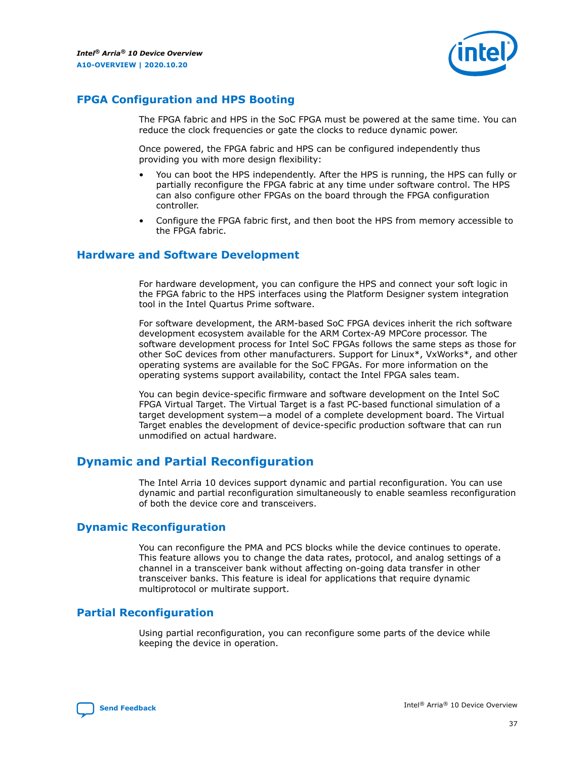## FPGA Configuration and HPS Booting

The FPGA fabric and HPS in the SoC FPGA must be powered at the same time. You can reduce the clock frequencies or gate the clocks to reduce dynamic power.

Once powered, the FPGA fabric and HPS can be configured independently thus providing you with more design flexibility:

- You can boot the HPS independently. After the HPS is running, the HPS can fully or partially reconfigure the FPGA fabric at any time under software control. The HPS can also configure other FPGAs on the board through the FPGA configuration controller.
- Configure the FPGA fabric first, and then boot the HPS from memory accessible to the FPGA fabric.

## Hardware and Software Development

For hardware development, you can configure the HPS and connect your soft logic in the FPGA fabric to the HPS interfaces using the Platform Designer system integration tool in the Intel Quartus Prime software.

For software development, the ARM-based SoC FPGA devices inherit the rich software development ecosystem available for the ARM Cortex-A9 MPCore processor. The software development process for Intel SoC FPGAs follows the same steps as those for other SoC devices from other manufacturers. Support for Linux*, VxWorks*, and other operating systems are available for the SoC FPGAs. For more information on the operating systems support availability, contact the Intel FPGA sales team.

You can begin device-specific firmware and software development on the Intel SoC FPGA Virtual Target. The Virtual Target is a fast PC-based functional simulation of a target development system—a model of a complete development board. The Virtual Target enables the development of device-specific production software that can run unmodified on actual hardware.

# Dynamic and Partial Reconfiguration

The Intel Arria 10 devices support dynamic and partial reconfiguration. You can use dynamic and partial reconfiguration simultaneously to enable seamless reconfiguration of both the device core and transceivers.

## Dynamic Reconfiguration

You can reconfigure the PMA and PCS blocks while the device continues to operate. This feature allows you to change the data rates, protocol, and analog settings of a channel in a transceiver bank without affecting on-going data transfer in other transceiver banks. This feature is ideal for applications that require dynamic multiprotocol or multirate support.

## Partial Reconfiguration

Using partial reconfiguration, you can reconfigure some parts of the device while keeping the device in operation.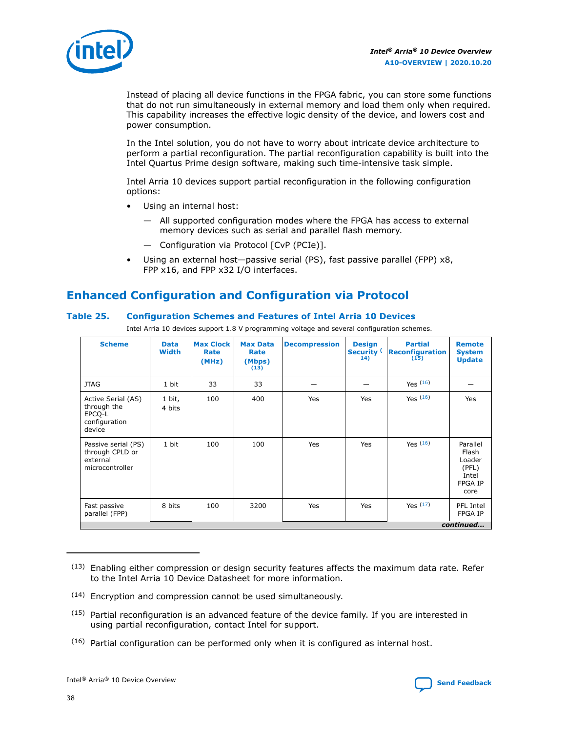Instead of placing all device functions in the FPGA fabric, you can store some functions that do not run simultaneously in external memory and load them only when required. This capability increases the effective logic density of the device, and lowers cost and power consumption.

In the Intel solution, you do not have to worry about intricate device architecture to perform a partial reconfiguration. The partial reconfiguration capability is built into the Intel Quartus Prime design software, making such time-intensive task simple.

Intel Arria 10 devices support partial reconfiguration in the following configuration options:

- Using an internal host:
  - All supported configuration modes where the FPGA has access to external memory devices such as serial and parallel flash memory.
  - Configuration via Protocol [CvP (PCIe)].
- Using an external host—passive serial (PS), fast passive parallel (FPP) x8, FPP x16, and FPP x32 I/O interfaces.

## Enhanced Configuration and Configuration via Protocol

### Table 25. Configuration Schemes and Features of Intel Arria 10 Devices

Intel Arria 10 devices support 1.8 V programming voltage and several configuration schemes.

| Scheme | Data Width | Max Clock Rate (MHz) | Max Data Rate (Mbps) (13) | Decompression | Design Security (14) | Partial Reconfiguration (15) | Remote System Update |
|---|---|---|---|---|---|---|---|
| JTAG | 1 bit | 33 | 33 | — | — | Yes (16) | — |
| Active Serial (AS) through the EPCQ-L configuration device | 1 bit, 4 bits | 100 | 400 | Yes | Yes | Yes (16) | Yes |
| Passive serial (PS) through CPLD or external microcontroller | 1 bit | 100 | 100 | Yes | Yes | Yes (16) | Parallel Flash Loader (PFL) Intel FPGA IP core |
| Fast passive parallel (FPP) | 8 bits | 100 | 3200 | Yes | Yes | Yes (17) | PFL Intel FPGA IP |

*continued...*

(13) Enabling either compression or design security features affects the maximum data rate. Refer to the Intel Arria 10 Device Datasheet for more information.

(14) Encryption and compression cannot be used simultaneously.

(15) Partial reconfiguration is an advanced feature of the device family. If you are interested in using partial reconfiguration, contact Intel for support.

(16) Partial configuration can be performed only when it is configured as internal host.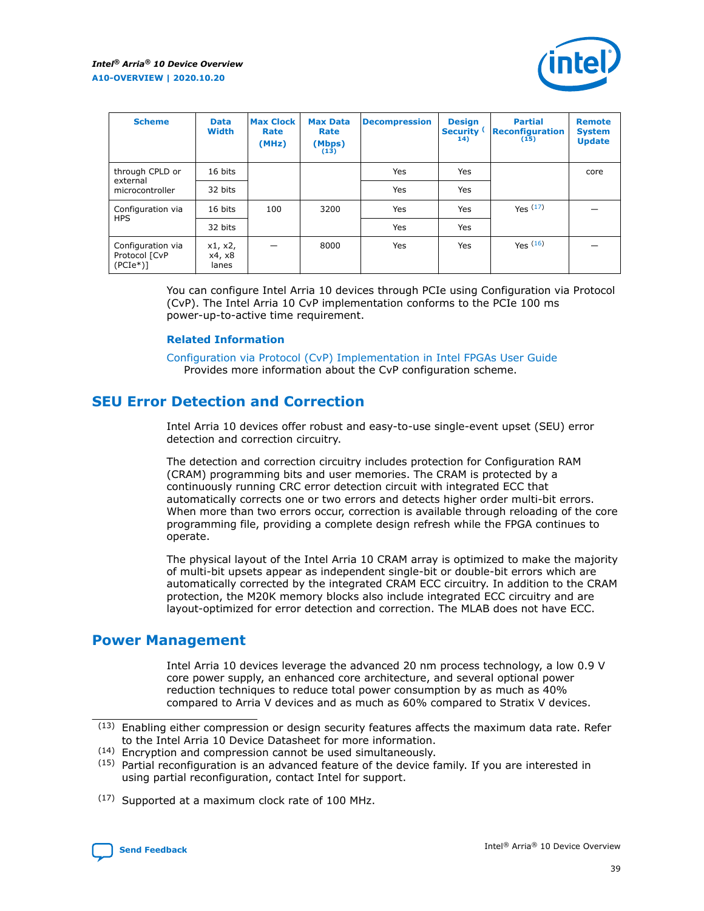| Scheme | Data Width | Max Clock Rate (MHz) | Max Data Rate (Mbps) (13) | Decompression | Design Security (14) | Partial Reconfiguration (15) | Remote System Update |
|---|---|---|---|---|---|---|---|
| through CPLD or external microcontroller | 16 bits | | | Yes | Yes | | core |
| | 32 bits | | | Yes | Yes | | |
| Configuration via HPS | 16 bits | 100 | 3200 | Yes | Yes | Yes (17) | — |
| | 32 bits | | | Yes | Yes | | |
| Configuration via Protocol [CvP (PCIe*)] | x1, x2, x4, x8 lanes | — | 8000 | Yes | Yes | Yes (16) | — |

You can configure Intel Arria 10 devices through PCIe using Configuration via Protocol (CvP). The Intel Arria 10 CvP implementation conforms to the PCIe 100 ms power-up-to-active time requirement.

**Related Information**

Configuration via Protocol (CvP) Implementation in Intel FPGAs User Guide
Provides more information about the CvP configuration scheme.

## SEU Error Detection and Correction

Intel Arria 10 devices offer robust and easy-to-use single-event upset (SEU) error detection and correction circuitry.

The detection and correction circuitry includes protection for Configuration RAM (CRAM) programming bits and user memories. The CRAM is protected by a continuously running CRC error detection circuit with integrated ECC that automatically corrects one or two errors and detects higher order multi-bit errors. When more than two errors occur, correction is available through reloading of the core programming file, providing a complete design refresh while the FPGA continues to operate.

The physical layout of the Intel Arria 10 CRAM array is optimized to make the majority of multi-bit upsets appear as independent single-bit or double-bit errors which are automatically corrected by the integrated CRAM ECC circuitry. In addition to the CRAM protection, the M20K memory blocks also include integrated ECC circuitry and are layout-optimized for error detection and correction. The MLAB does not have ECC.

## Power Management

Intel Arria 10 devices leverage the advanced 20 nm process technology, a low 0.9 V core power supply, an enhanced core architecture, and several optional power reduction techniques to reduce total power consumption by as much as 40% compared to Arria V devices and as much as 60% compared to Stratix V devices.

(13) Enabling either compression or design security features affects the maximum data rate. Refer to the Intel Arria 10 Device Datasheet for more information.

(14) Encryption and compression cannot be used simultaneously.

(15) Partial reconfiguration is an advanced feature of the device family. If you are interested in using partial reconfiguration, contact Intel for support.

(17) Supported at a maximum clock rate of 100 MHz.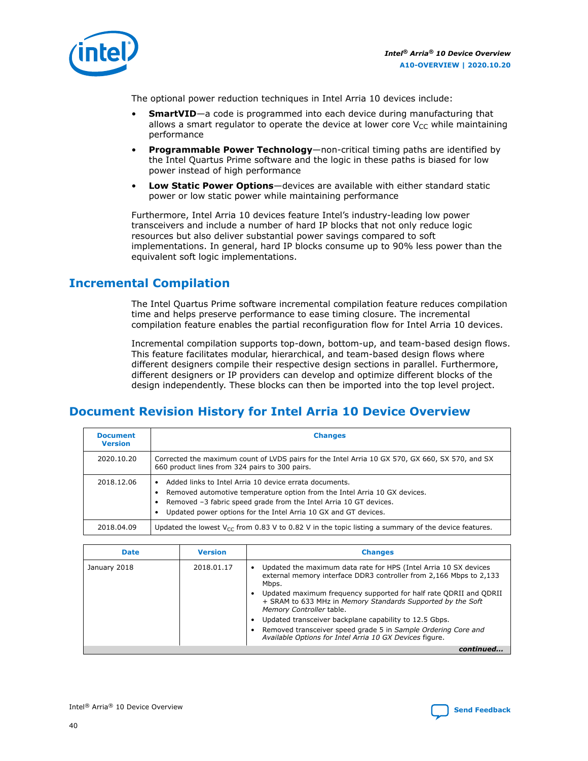The optional power reduction techniques in Intel Arria 10 devices include:

- **SmartVID**—a code is programmed into each device during manufacturing that allows a smart regulator to operate the device at lower core $V_{CC}$ while maintaining performance
- **Programmable Power Technology**—non-critical timing paths are identified by the Intel Quartus Prime software and the logic in these paths is biased for low power instead of high performance
- **Low Static Power Options**—devices are available with either standard static power or low static power while maintaining performance

Furthermore, Intel Arria 10 devices feature Intel's industry-leading low power transceivers and include a number of hard IP blocks that not only reduce logic resources but also deliver substantial power savings compared to soft implementations. In general, hard IP blocks consume up to 90% less power than the equivalent soft logic implementations.

## Incremental Compilation

The Intel Quartus Prime software incremental compilation feature reduces compilation time and helps preserve performance to ease timing closure. The incremental compilation feature enables the partial reconfiguration flow for Intel Arria 10 devices.

Incremental compilation supports top-down, bottom-up, and team-based design flows. This feature facilitates modular, hierarchical, and team-based design flows where different designers compile their respective design sections in parallel. Furthermore, different designers or IP providers can develop and optimize different blocks of the design independently. These blocks can then be imported into the top level project.

## Document Revision History for Intel Arria 10 Device Overview

| Document Version | Changes |
|---|---|
| 2020.10.20 | Corrected the maximum count of LVDS pairs for the Intel Arria 10 GX 570, GX 660, SX 570, and SX 660 product lines from 324 pairs to 300 pairs. |
| 2018.12.06 | • Added links to Intel Arria 10 device errata documents.<br>• Removed automotive temperature option from the Intel Arria 10 GX devices.<br>• Removed –3 fabric speed grade from the Intel Arria 10 GT devices.<br>• Updated power options for the Intel Arria 10 GX and GT devices. |
| 2018.04.09 | Updated the lowest $V_{CC}$ from 0.83 V to 0.82 V in the topic listing a summary of the device features. |

| Date | Version | Changes |
|---|---|---|
| January 2018 | 2018.01.17 | • Updated the maximum data rate for HPS (Intel Arria 10 SX devices external memory interface DDR3 controller from 2,166 Mbps to 2,133 Mbps.<br>• Updated maximum frequency supported for half rate QDRII and QDRII + SRAM to 633 MHz in *Memory Standards Supported by the Soft Memory Controller* table.<br>• Updated transceiver backplane capability to 12.5 Gbps.<br>• Removed transceiver speed grade 5 in *Sample Ordering Core and Available Options for Intel Arria 10 GX Devices* figure. |

*continued...*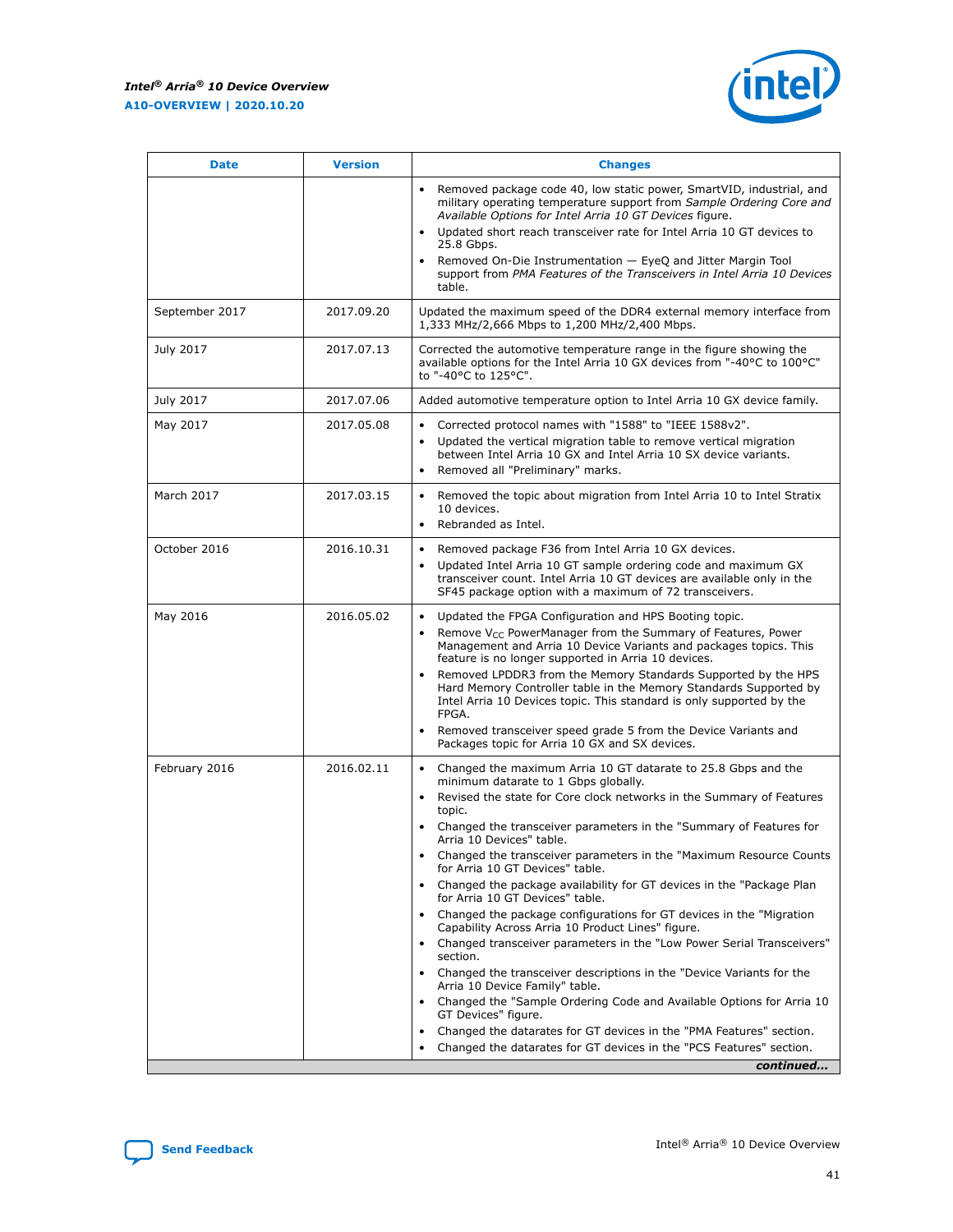| Date | Version | Changes |
| --- | --- | --- |
| | | • Removed package code 40, low static power, SmartVID, industrial, and military operating temperature support from *Sample Ordering Core and Available Options for Intel Arria 10 GT Devices* figure.<br>• Updated short reach transceiver rate for Intel Arria 10 GT devices to 25.8 Gbps.<br>• Removed On-Die Instrumentation — EyeQ and Jitter Margin Tool support from *PMA Features of the Transceivers in Intel Arria 10 Devices* table. |
| September 2017 | 2017.09.20 | Updated the maximum speed of the DDR4 external memory interface from 1,333 MHz/2,666 Mbps to 1,200 MHz/2,400 Mbps. |
| July 2017 | 2017.07.13 | Corrected the automotive temperature range in the figure showing the available options for the Intel Arria 10 GX devices from "-40°C to 100°C" to "-40°C to 125°C". |
| July 2017 | 2017.07.06 | Added automotive temperature option to Intel Arria 10 GX device family. |
| May 2017 | 2017.05.08 | • Corrected protocol names with "1588" to "IEEE 1588v2".<br>• Updated the vertical migration table to remove vertical migration between Intel Arria 10 GX and Intel Arria 10 SX device variants.<br>• Removed all "Preliminary" marks. |
| March 2017 | 2017.03.15 | • Removed the topic about migration from Intel Arria 10 to Intel Stratix 10 devices.<br>• Rebranded as Intel. |
| October 2016 | 2016.10.31 | • Removed package F36 from Intel Arria 10 GX devices.<br>• Updated Intel Arria 10 GT sample ordering code and maximum GX transceiver count. Intel Arria 10 GT devices are available only in the SF45 package option with a maximum of 72 transceivers. |
| May 2016 | 2016.05.02 | • Updated the FPGA Configuration and HPS Booting topic.<br>• Remove $V_{CC}$ PowerManager from the Summary of Features, Power Management and Arria 10 Device Variants and packages topics. This feature is no longer supported in Arria 10 devices.<br>• Removed LPDDR3 from the Memory Standards Supported by the HPS Hard Memory Controller table in the Memory Standards Supported by Intel Arria 10 Devices topic. This standard is only supported by the FPGA.<br>• Removed transceiver speed grade 5 from the Device Variants and Packages topic for Arria 10 GX and SX devices. |
| February 2016 | 2016.02.11 | • Changed the maximum Arria 10 GT datarate to 25.8 Gbps and the minimum datarate to 1 Gbps globally.<br>• Revised the state for Core clock networks in the Summary of Features topic.<br>• Changed the transceiver parameters in the "Summary of Features for Arria 10 Devices" table.<br>• Changed the transceiver parameters in the "Maximum Resource Counts for Arria 10 GT Devices" table.<br>• Changed the package availability for GT devices in the "Package Plan for Arria 10 GT Devices" table.<br>• Changed the package configurations for GT devices in the "Migration Capability Across Arria 10 Product Lines" figure.<br>• Changed transceiver parameters in the "Low Power Serial Transceivers" section.<br>• Changed the transceiver descriptions in the "Device Variants for the Arria 10 Device Family" table.<br>• Changed the "Sample Ordering Code and Available Options for Arria 10 GT Devices" figure.<br>• Changed the datarates for GT devices in the "PMA Features" section.<br>• Changed the datarates for GT devices in the "PCS Features" section. |

*continued...*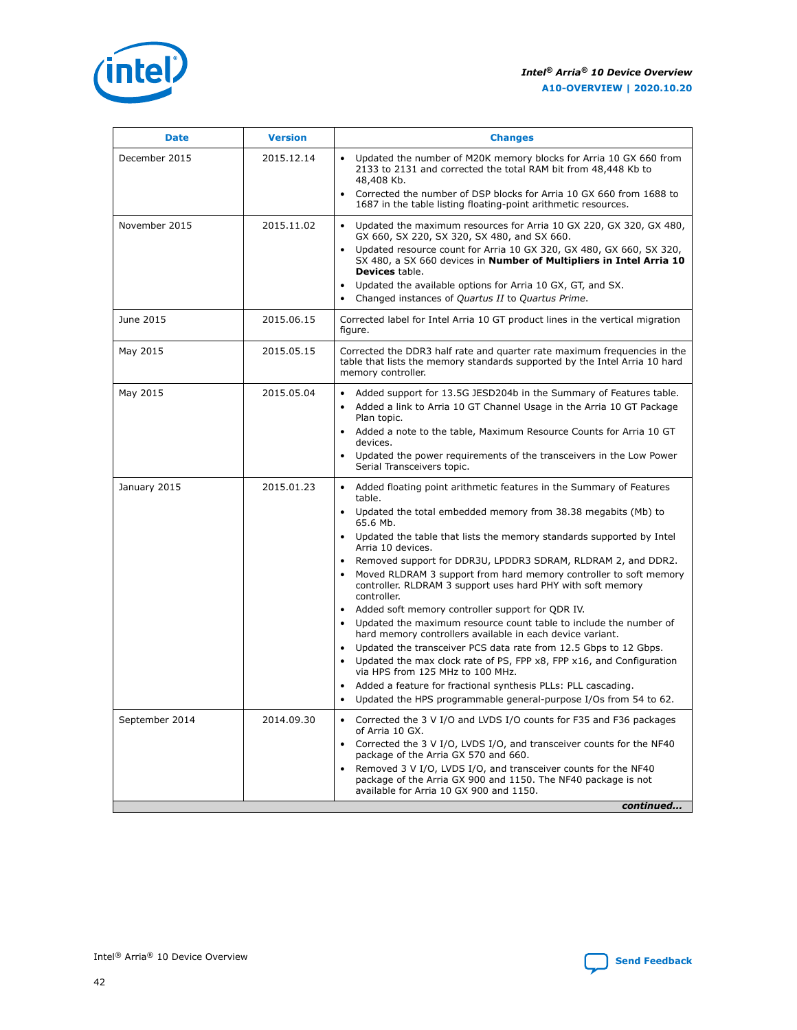| Date | Version | Changes |
|---|---|---|
| December 2015 | 2015.12.14 | • Updated the number of M20K memory blocks for Arria 10 GX 660 from 2133 to 2131 and corrected the total RAM bit from 48,448 Kb to 48,408 Kb.<br>• Corrected the number of DSP blocks for Arria 10 GX 660 from 1688 to 1687 in the table listing floating-point arithmetic resources. |
| November 2015 | 2015.11.02 | • Updated the maximum resources for Arria 10 GX 220, GX 320, GX 480, GX 660, SX 220, SX 320, SX 480, and SX 660.<br>• Updated resource count for Arria 10 GX 320, GX 480, GX 660, SX 320, SX 480, a SX 660 devices in **Number of Multipliers in Intel Arria 10 Devices** table.<br>• Updated the available options for Arria 10 GX, GT, and SX.<br>• Changed instances of *Quartus II* to *Quartus Prime*. |
| June 2015 | 2015.06.15 | Corrected label for Intel Arria 10 GT product lines in the vertical migration figure. |
| May 2015 | 2015.05.15 | Corrected the DDR3 half rate and quarter rate maximum frequencies in the table that lists the memory standards supported by the Intel Arria 10 hard memory controller. |
| May 2015 | 2015.05.04 | • Added support for 13.5G JESD204b in the Summary of Features table.<br>• Added a link to Arria 10 GT Channel Usage in the Arria 10 GT Package Plan topic.<br>• Added a note to the table, Maximum Resource Counts for Arria 10 GT devices.<br>• Updated the power requirements of the transceivers in the Low Power Serial Transceivers topic. |
| January 2015 | 2015.01.23 | • Added floating point arithmetic features in the Summary of Features table.<br>• Updated the total embedded memory from 38.38 megabits (Mb) to 65.6 Mb.<br>• Updated the table that lists the memory standards supported by Intel Arria 10 devices.<br>• Removed support for DDR3U, LPDDR3 SDRAM, RLDRAM 2, and DDR2.<br>• Moved RLDRAM 3 support from hard memory controller to soft memory controller. RLDRAM 3 support uses hard PHY with soft memory controller.<br>• Added soft memory controller support for QDR IV.<br>• Updated the maximum resource count table to include the number of hard memory controllers available in each device variant.<br>• Updated the transceiver PCS data rate from 12.5 Gbps to 12 Gbps.<br>• Updated the max clock rate of PS, FPP x8, FPP x16, and Configuration via HPS from 125 MHz to 100 MHz.<br>• Added a feature for fractional synthesis PLLs: PLL cascading.<br>• Updated the HPS programmable general-purpose I/Os from 54 to 62. |
| September 2014 | 2014.09.30 | • Corrected the 3 V I/O and LVDS I/O counts for F35 and F36 packages of Arria 10 GX.<br>• Corrected the 3 V I/O, LVDS I/O, and transceiver counts for the NF40 package of the Arria GX 570 and 660.<br>• Removed 3 V I/O, LVDS I/O, and transceiver counts for the NF40 package of the Arria GX 900 and 1150. The NF40 package is not available for Arria 10 GX 900 and 1150. |

*continued...*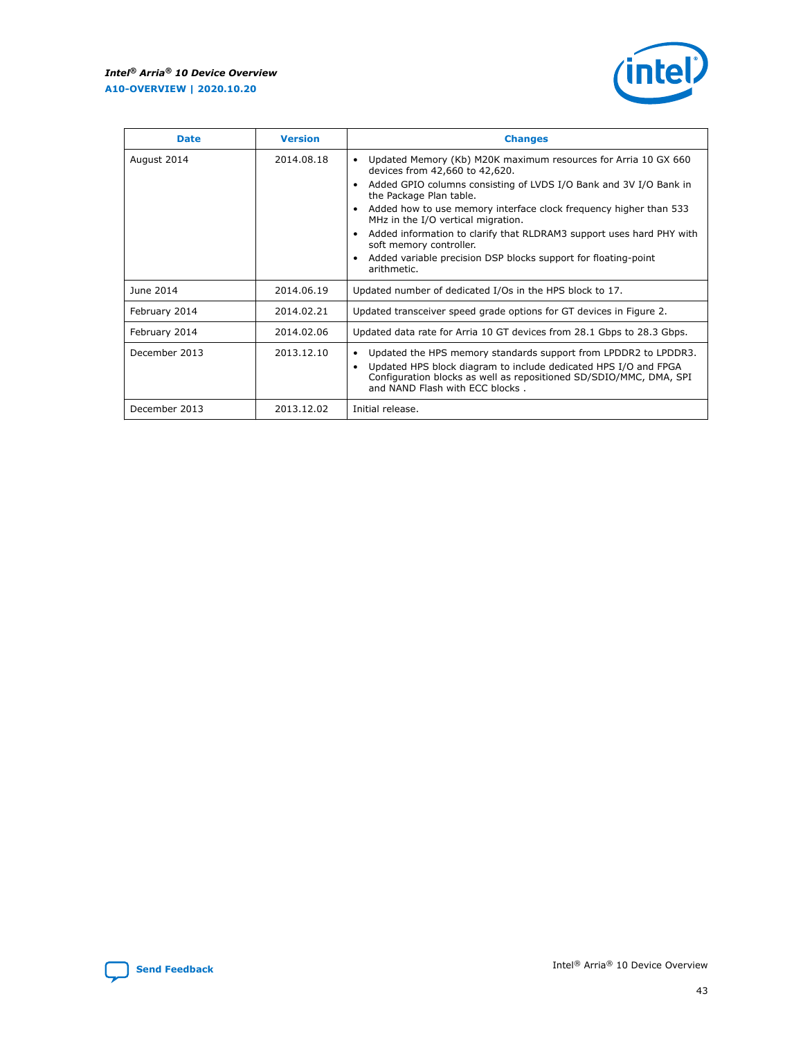| Date | Version | Changes |
| --- | --- | --- |
| August 2014 | 2014.08.18 | • Updated Memory (Kb) M20K maximum resources for Arria 10 GX 660 devices from 42,660 to 42,620.<br>• Added GPIO columns consisting of LVDS I/O Bank and 3V I/O Bank in the Package Plan table.<br>• Added how to use memory interface clock frequency higher than 533 MHz in the I/O vertical migration.<br>• Added information to clarify that RLDRAM3 support uses hard PHY with soft memory controller.<br>• Added variable precision DSP blocks support for floating-point arithmetic. |
| June 2014 | 2014.06.19 | Updated number of dedicated I/Os in the HPS block to 17. |
| February 2014 | 2014.02.21 | Updated transceiver speed grade options for GT devices in Figure 2. |
| February 2014 | 2014.02.06 | Updated data rate for Arria 10 GT devices from 28.1 Gbps to 28.3 Gbps. |
| December 2013 | 2013.12.10 | • Updated the HPS memory standards support from LPDDR2 to LPDDR3.<br>• Updated HPS block diagram to include dedicated HPS I/O and FPGA Configuration blocks as well as repositioned SD/SDIO/MMC, DMA, SPI and NAND Flash with ECC blocks . |
| December 2013 | 2013.12.02 | Initial release. |